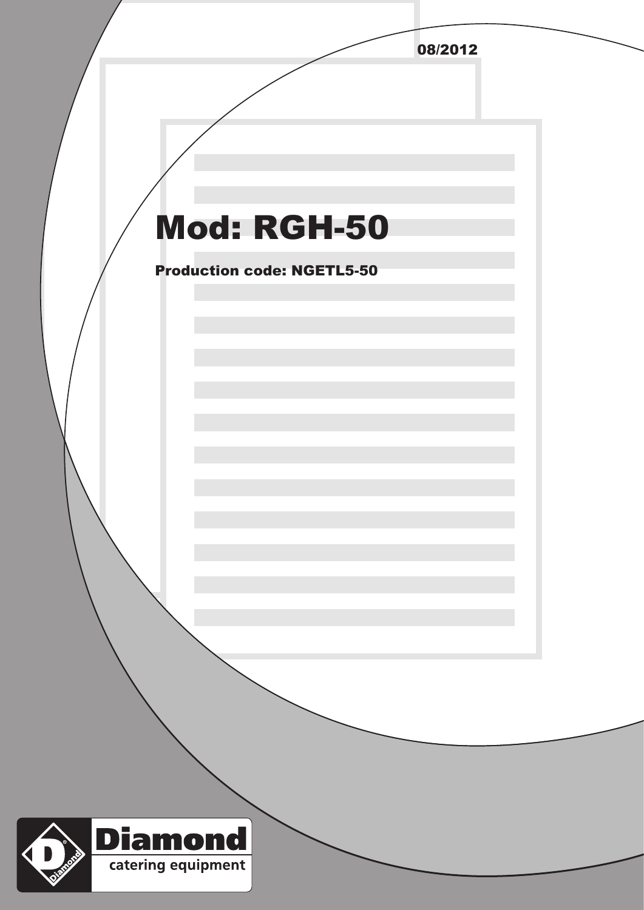08/2012

# Mod: RGH-50

**Production code: NGETL5-50**

**Diamond**

catering equipment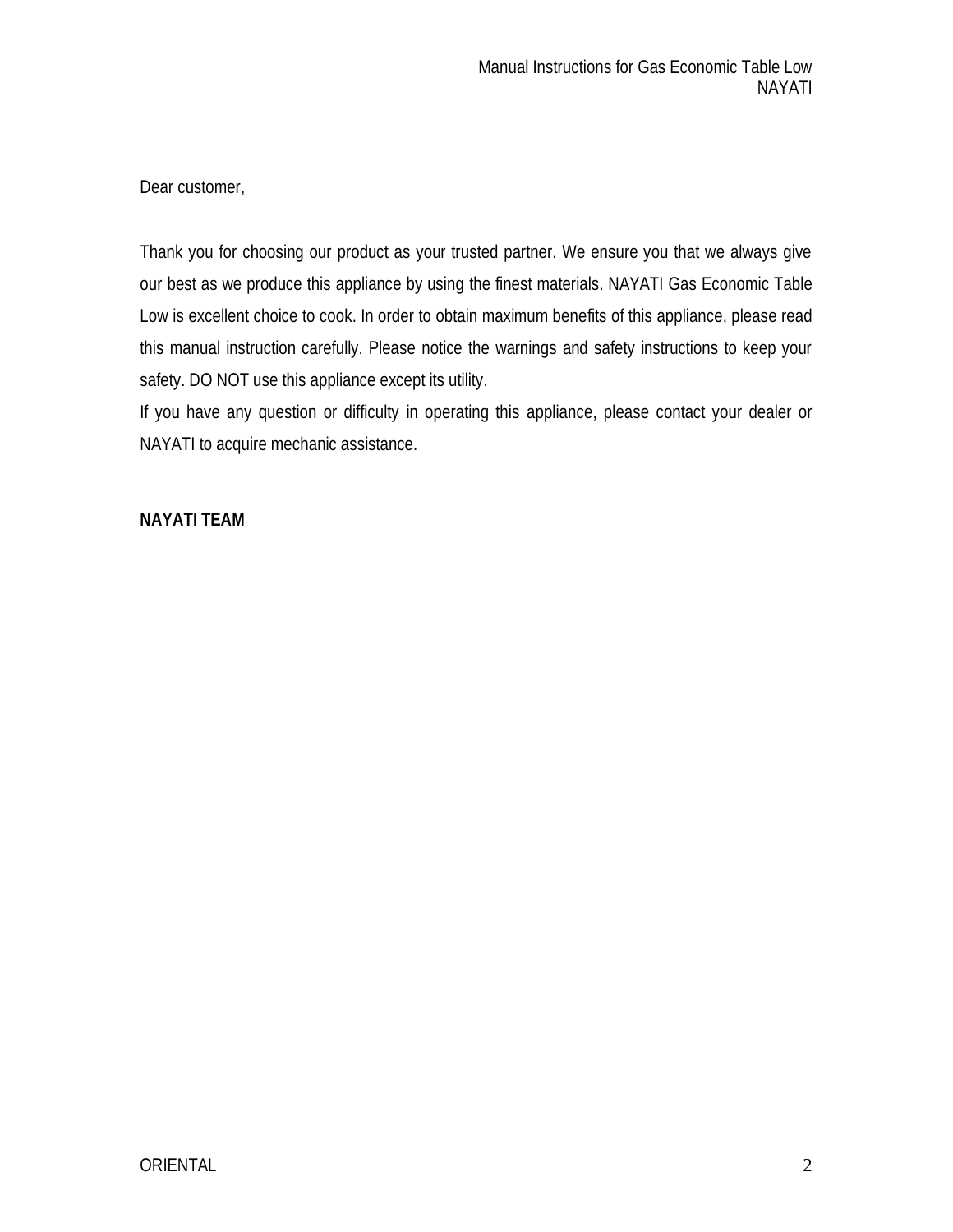Dear customer,

Thank you for choosing our product as your trusted partner. We ensure you that we always give our best as we produce this appliance by using the finest materials. NAYATI Gas Economic Table Low is excellent choice to cook. In order to obtain maximum benefits of this appliance, please read this manual instruction carefully. Please notice the warnings and safety instructions to keep your safety. DO NOT use this appliance except its utility.

If you have any question or difficulty in operating this appliance, please contact your dealer or NAYATI to acquire mechanic assistance.

**NAYATI TEAM**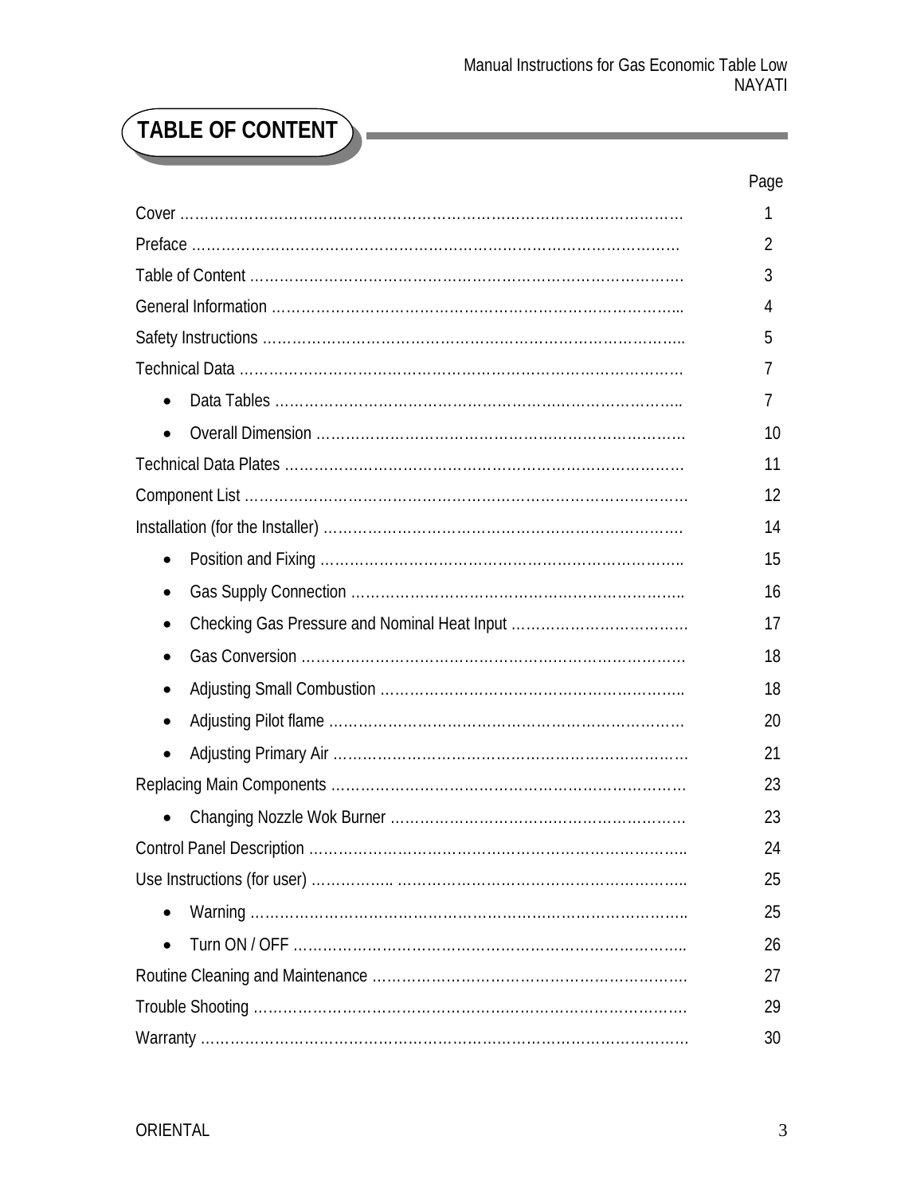# TABLE OF CONTENT

| | Page |
|---|---|
| Cover | 1 |
| Preface | 2 |
| Table of Content | 3 |
| General Information | 4 |
| Safety Instructions | 5 |
| Technical Data | 7 |
| • Data Tables | 7 |
| • Overall Dimension | 10 |
| Technical Data Plates | 11 |
| Component List | 12 |
| Installation (for the Installer) | 14 |
| • Position and Fixing | 15 |
| • Gas Supply Connection | 16 |
| • Checking Gas Pressure and Nominal Heat Input | 17 |
| • Gas Conversion | 18 |
| • Adjusting Small Combustion | 18 |
| • Adjusting Pilot flame | 20 |
| • Adjusting Primary Air | 21 |
| Replacing Main Components | 23 |
| • Changing Nozzle Wok Burner | 23 |
| Control Panel Description | 24 |
| Use Instructions (for user) | 25 |
| • Warning | 25 |
| • Turn ON / OFF | 26 |
| Routine Cleaning and Maintenance | 27 |
| Trouble Shooting | 29 |
| Warranty | 30 |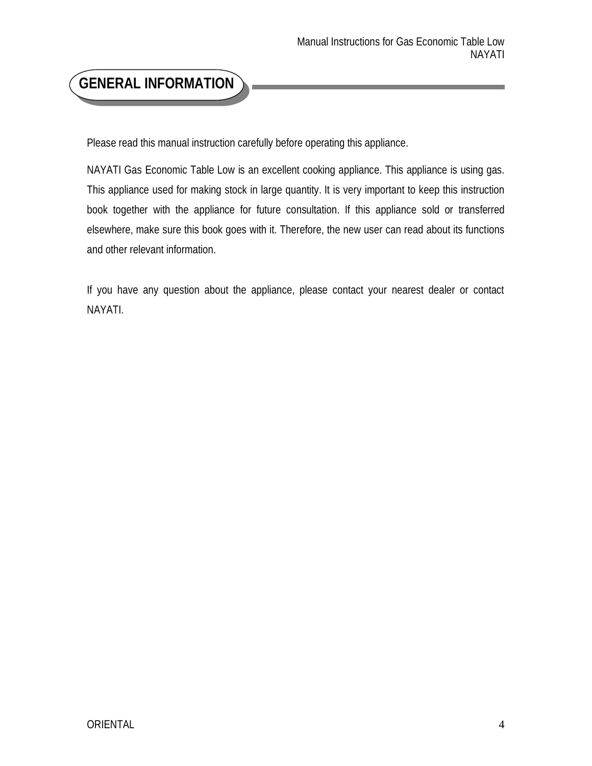# GENERAL INFORMATION

Please read this manual instruction carefully before operating this appliance.

NAYATI Gas Economic Table Low is an excellent cooking appliance. This appliance is using gas. This appliance used for making stock in large quantity. It is very important to keep this instruction book together with the appliance for future consultation. If this appliance sold or transferred elsewhere, make sure this book goes with it. Therefore, the new user can read about its functions and other relevant information.

If you have any question about the appliance, please contact your nearest dealer or contact NAYATI.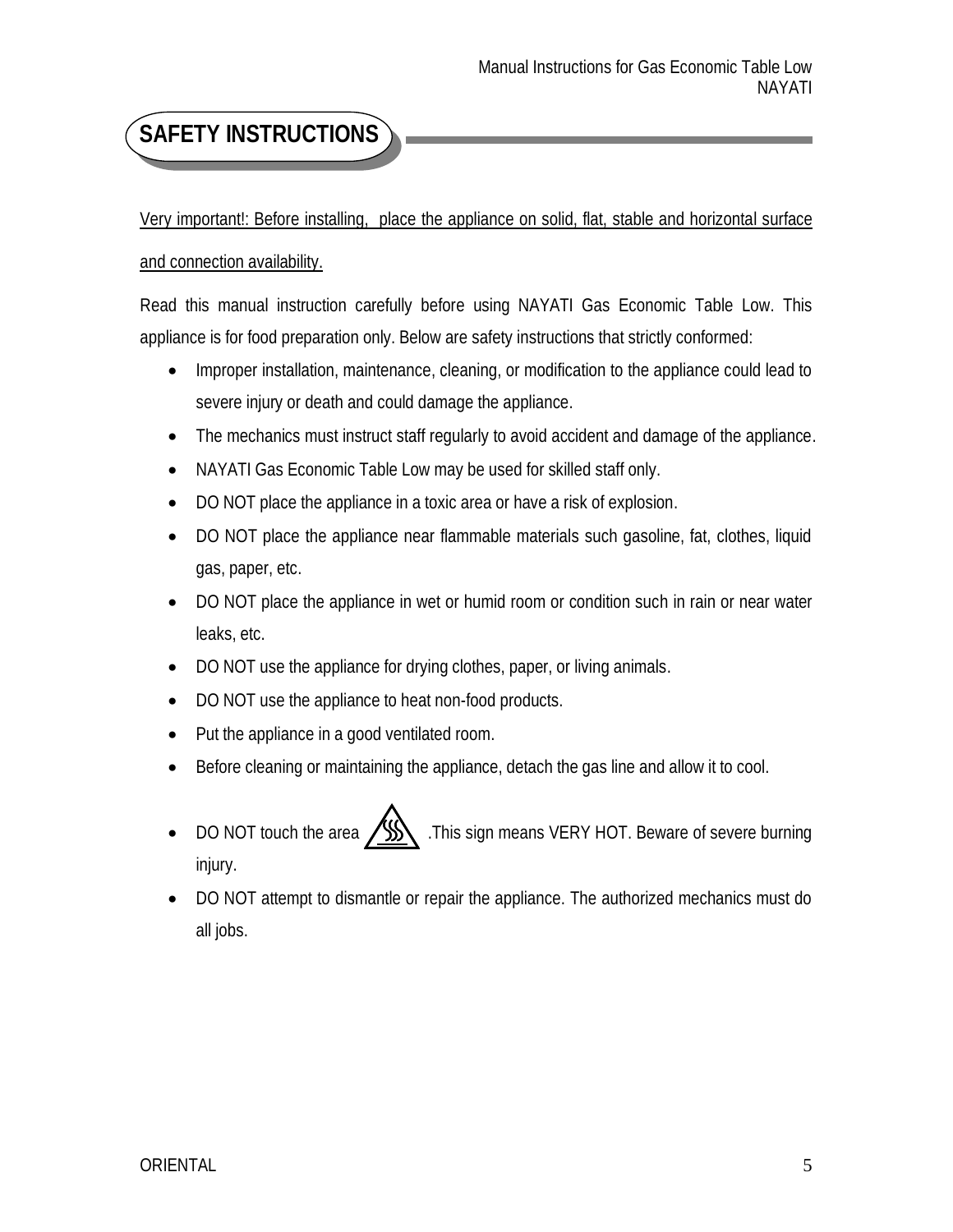## SAFETY INSTRUCTIONS

Very important!: Before installing, place the appliance on solid, flat, stable and horizontal surface and connection availability.

Read this manual instruction carefully before using NAYATI Gas Economic Table Low. This appliance is for food preparation only. Below are safety instructions that strictly conformed:

- Improper installation, maintenance, cleaning, or modification to the appliance could lead to severe injury or death and could damage the appliance.
- The mechanics must instruct staff regularly to avoid accident and damage of the appliance.
- NAYATI Gas Economic Table Low may be used for skilled staff only.
- DO NOT place the appliance in a toxic area or have a risk of explosion.
- DO NOT place the appliance near flammable materials such gasoline, fat, clothes, liquid gas, paper, etc.
- DO NOT place the appliance in wet or humid room or condition such in rain or near water leaks, etc.
- DO NOT use the appliance for drying clothes, paper, or living animals.
- DO NOT use the appliance to heat non-food products.
- Put the appliance in a good ventilated room.
- Before cleaning or maintaining the appliance, detach the gas line and allow it to cool.
- DO NOT touch the area ⚠ .This sign means VERY HOT. Beware of severe burning injury.
- DO NOT attempt to dismantle or repair the appliance. The authorized mechanics must do all jobs.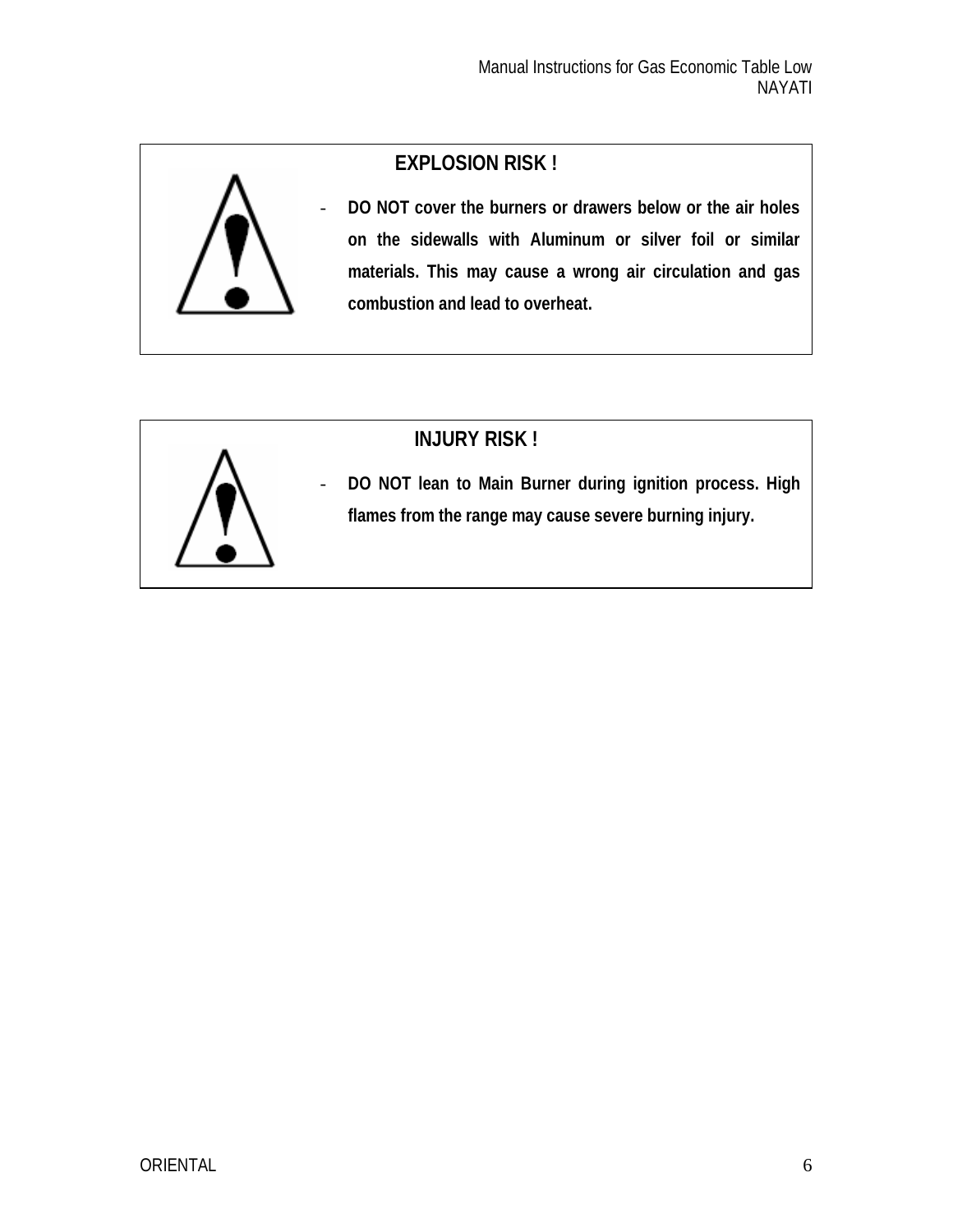### EXPLOSION RISK !

- **DO NOT cover the burners or drawers below or the air holes on the sidewalls with Aluminum or silver foil or similar materials. This may cause a wrong air circulation and gas combustion and lead to overheat.**

### INJURY RISK !

- **DO NOT lean to Main Burner during ignition process. High flames from the range may cause severe burning injury.**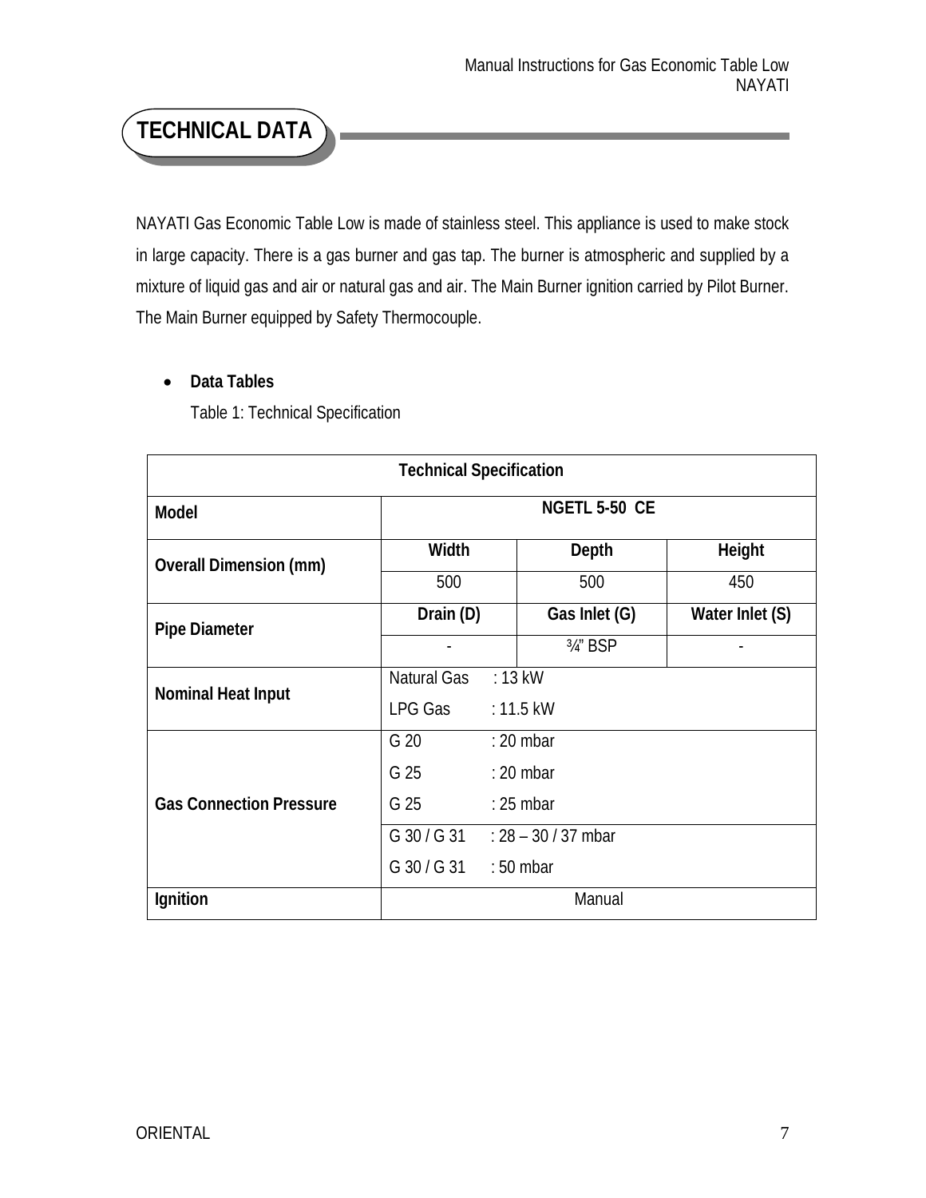# TECHNICAL DATA

NAYATI Gas Economic Table Low is made of stainless steel. This appliance is used to make stock in large capacity. There is a gas burner and gas tap. The burner is atmospheric and supplied by a mixture of liquid gas and air or natural gas and air. The Main Burner ignition carried by Pilot Burner. The Main Burner equipped by Safety Thermocouple.

- **Data Tables**

  Table 1: Technical Specification

| **Technical Specification** | | | |
|---|---|---|---|
| **Model** | **NGETL 5-50 CE** | | |
| **Overall Dimension (mm)** | **Width** | **Depth** | **Height** |
| | 500 | 500 | 450 |
| **Pipe Diameter** | **Drain (D)** | **Gas Inlet (G)** | **Water Inlet (S)** |
| | - | ¾" BSP | - |
| **Nominal Heat Input** | Natural Gas : 13 kW | | |
| | LPG Gas : 11.5 kW | | |
| **Gas Connection Pressure** | G 20 : 20 mbar | | |
| | G 25 : 20 mbar | | |
| | G 25 : 25 mbar | | |
| | G 30 / G 31 : 28 – 30 / 37 mbar | | |
| | G 30 / G 31 : 50 mbar | | |
| **Ignition** | Manual | | |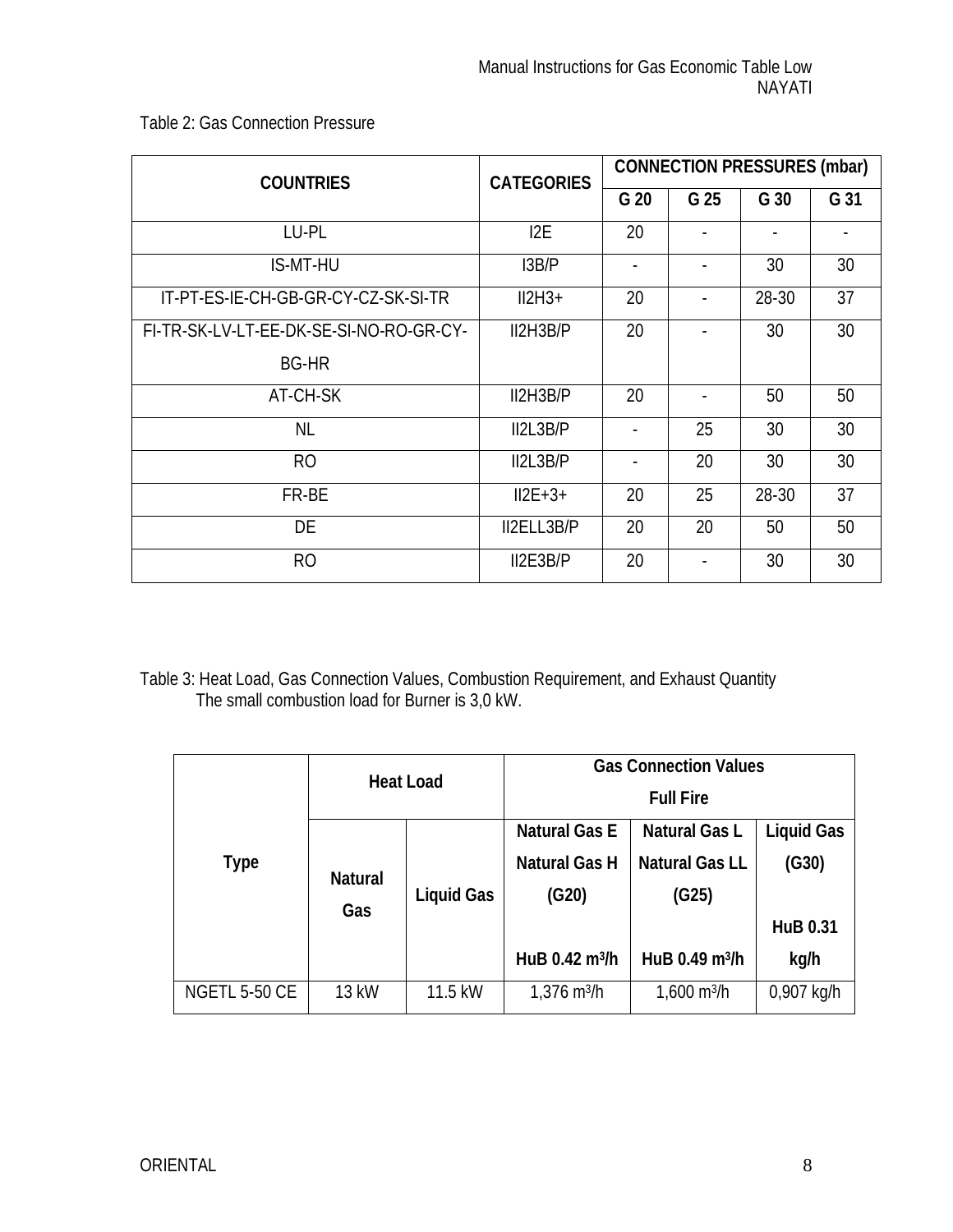Table 2: Gas Connection Pressure

| COUNTRIES | CATEGORIES | CONNECTION PRESSURES (mbar) | | | |
|---|---|---|---|---|---|
| | | G 20 | G 25 | G 30 | G 31 |
| LU-PL | I2E | 20 | - | - | - |
| IS-MT-HU | I3B/P | - | - | 30 | 30 |
| IT-PT-ES-IE-CH-GB-GR-CY-CZ-SK-SI-TR | II2H3+ | 20 | - | 28-30 | 37 |
| FI-TR-SK-LV-LT-EE-DK-SE-SI-NO-RO-GR-CY-BG-HR | II2H3B/P | 20 | - | 30 | 30 |
| AT-CH-SK | II2H3B/P | 20 | - | 50 | 50 |
| NL | II2L3B/P | - | 25 | 30 | 30 |
| RO | II2L3B/P | - | 20 | 30 | 30 |
| FR-BE | II2E+3+ | 20 | 25 | 28-30 | 37 |
| DE | II2ELL3B/P | 20 | 20 | 50 | 50 |
| RO | II2E3B/P | 20 | - | 30 | 30 |

Table 3: Heat Load, Gas Connection Values, Combustion Requirement, and Exhaust Quantity
The small combustion load for Burner is 3,0 kW.

| Type | Heat Load | | Gas Connection Values Full Fire | | |
|---|---|---|---|---|---|
| | Natural Gas | Liquid Gas | Natural Gas E Natural Gas H (G20) HuB 0.42 m³/h | Natural Gas L Natural Gas LL (G25) HuB 0.49 m³/h | Liquid Gas (G30) HuB 0.31 kg/h |
| NGETL 5-50 CE | 13 kW | 11.5 kW | 1,376 m³/h | 1,600 m³/h | 0,907 kg/h |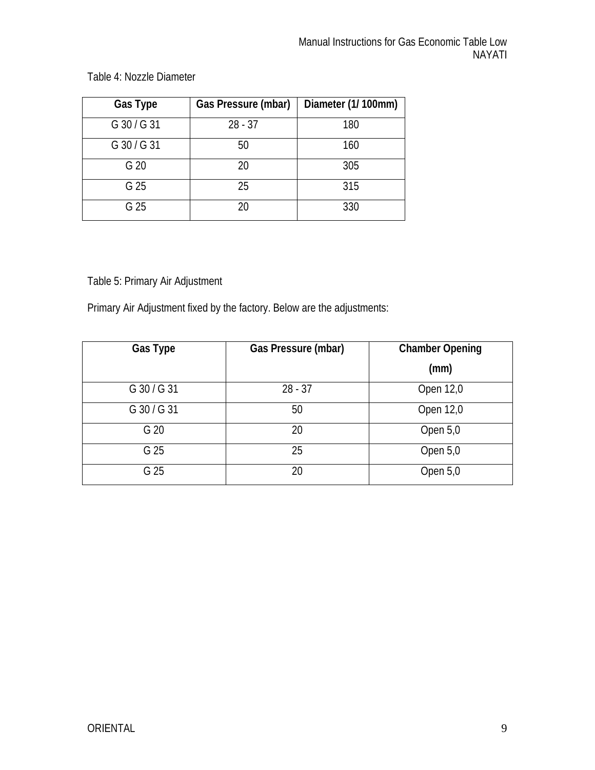Table 4: Nozzle Diameter

| Gas Type | Gas Pressure (mbar) | Diameter (1/ 100mm) |
| --- | --- | --- |
| G 30 / G 31 | 28 - 37 | 180 |
| G 30 / G 31 | 50 | 160 |
| G 20 | 20 | 305 |
| G 25 | 25 | 315 |
| G 25 | 20 | 330 |

Table 5: Primary Air Adjustment

Primary Air Adjustment fixed by the factory. Below are the adjustments:

| Gas Type | Gas Pressure (mbar) | Chamber Opening (mm) |
| --- | --- | --- |
| G 30 / G 31 | 28 - 37 | Open 12,0 |
| G 30 / G 31 | 50 | Open 12,0 |
| G 20 | 20 | Open 5,0 |
| G 25 | 25 | Open 5,0 |
| G 25 | 20 | Open 5,0 |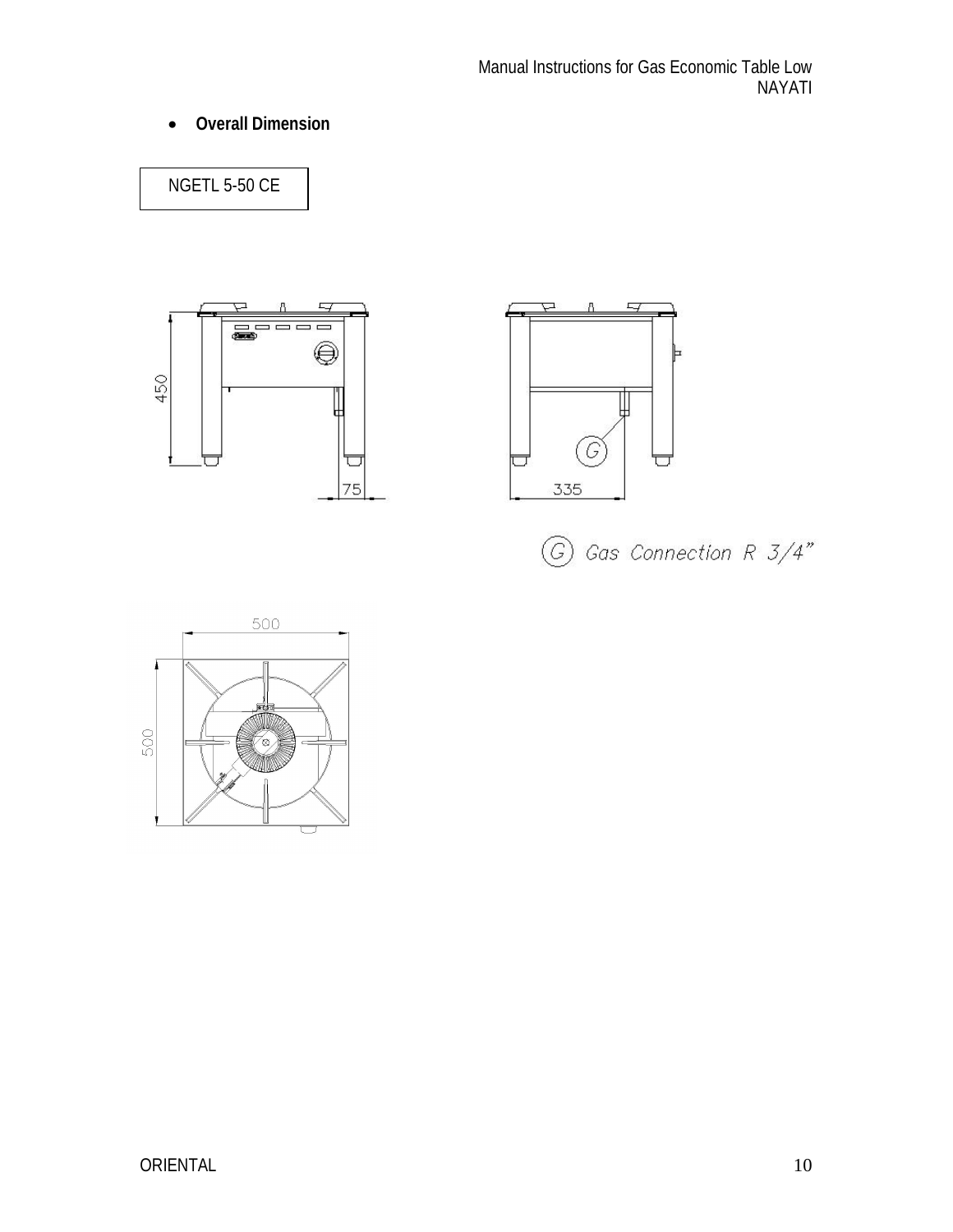- **Overall Dimension**

NGETL 5-50 CE

450

75

335

G

Ⓖ Gas Connection R 3/4"

500

500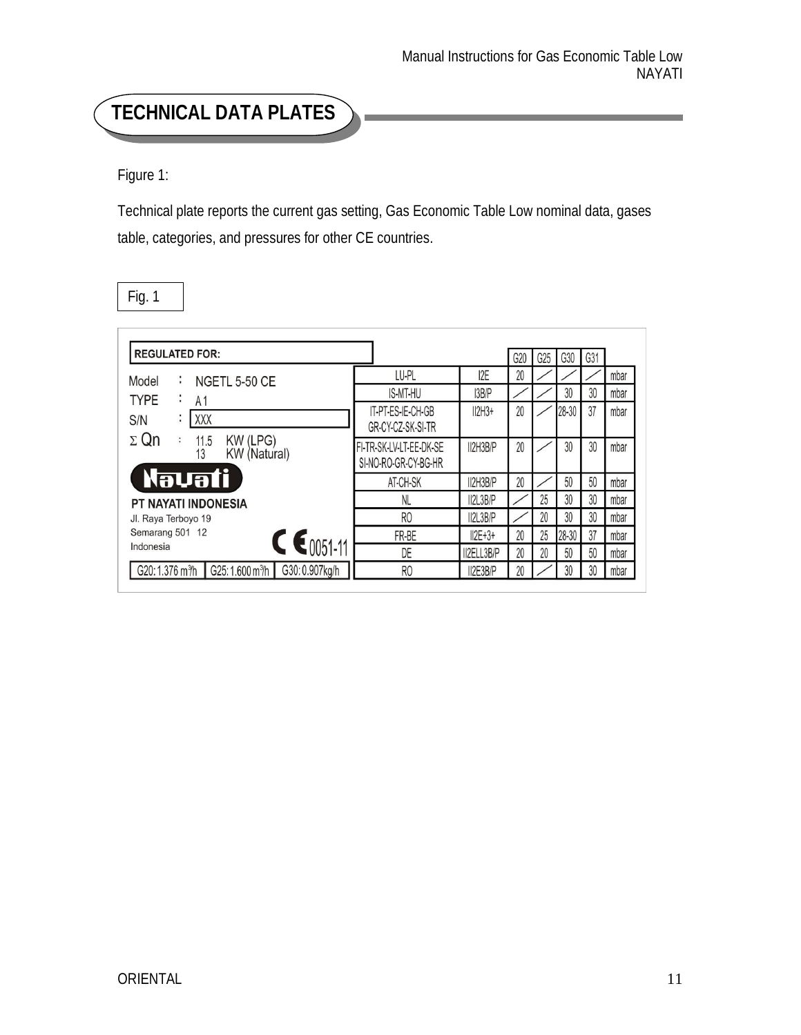## TECHNICAL DATA PLATES

Figure 1:

Technical plate reports the current gas setting, Gas Economic Table Low nominal data, gases table, categories, and pressures for other CE countries.

Fig. 1

**REGULATED FOR:**

Model : NGETL 5-50 CE

TYPE : A1

S/N : XXX

Σ Qn : 11.5 KW (LPG)
13 KW (Natural)

Nayati

**PT NAYATI INDONESIA**

Jl. Raya Terboyo 19

Semarang 501 12

Indonesia

CE 0051-11

| G20: 1.376 m³/h | G25: 1.600 m³/h | G30: 0.907kg/h |
|---|---|---|

| | | G20 | G25 | G30 | G31 | |
|---|---|---|---|---|---|---|
| LU-PL | I2E | 20 | / | / | / | mbar |
| IS-MT-HU | I3B/P | / | / | 30 | 30 | mbar |
| IT-PT-ES-IE-CH-GB GR-CY-CZ-SK-SI-TR | II2H3+ | 20 | / | 28-30 | 37 | mbar |
| FI-TR-SK-LV-LT-EE-DK-SE SI-NO-RO-GR-CY-BG-HR | II2H3B/P | 20 | / | 30 | 30 | mbar |
| AT-CH-SK | II2H3B/P | 20 | / | 50 | 50 | mbar |
| NL | II2L3B/P | / | 25 | 30 | 30 | mbar |
| RO | II2L3B/P | / | 20 | 30 | 30 | mbar |
| FR-BE | II2E+3+ | 20 | 25 | 28-30 | 37 | mbar |
| DE | II2ELL3B/P | 20 | 20 | 50 | 50 | mbar |
| RO | II2E3B/P | 20 | / | 30 | 30 | mbar |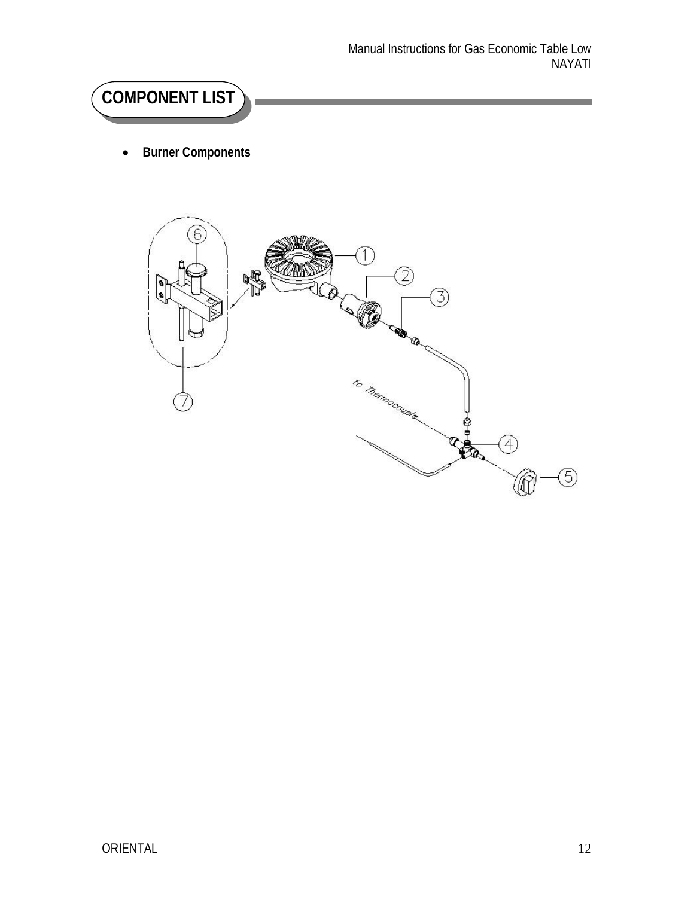# COMPONENT LIST

- **Burner Components**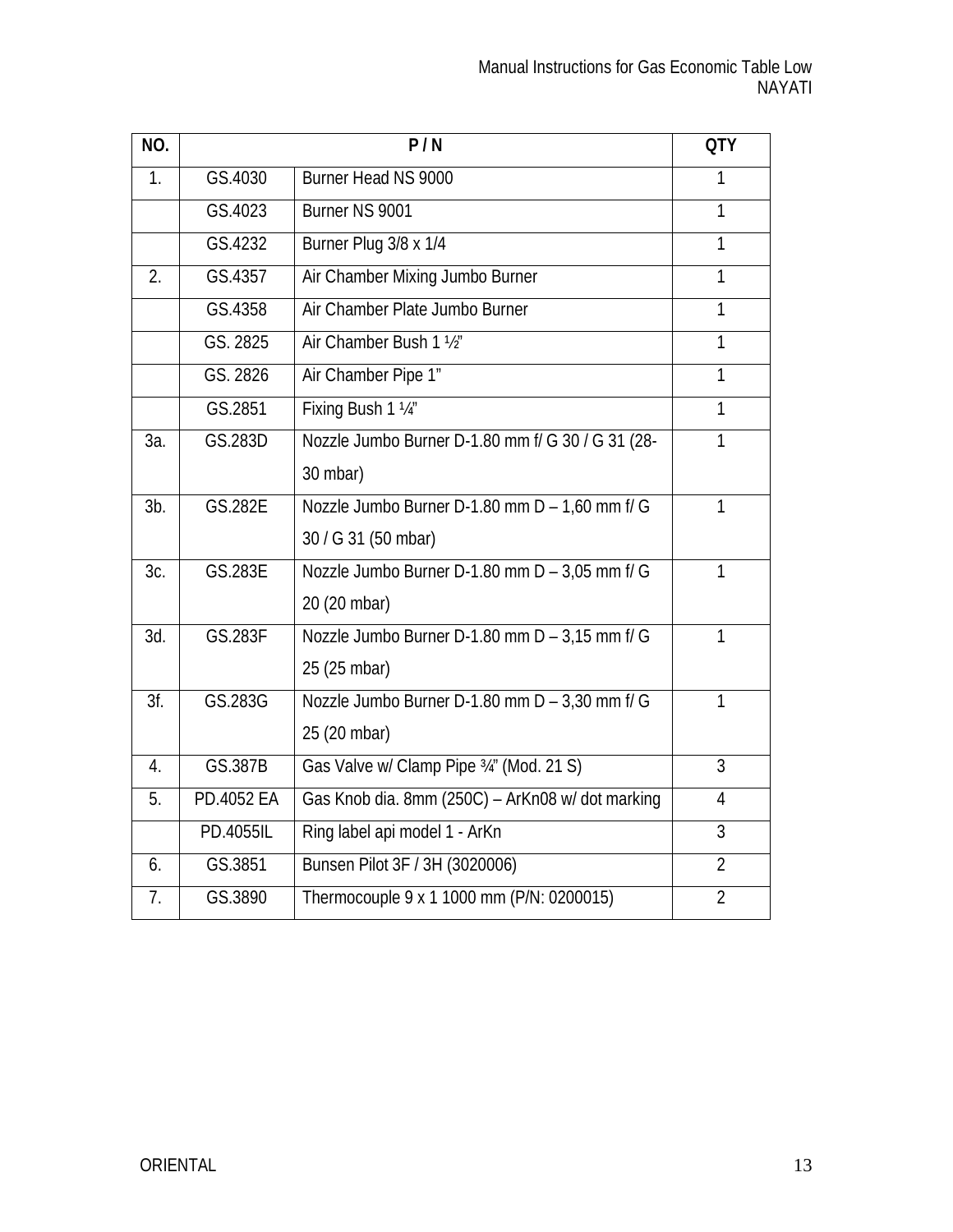| NO. | P / N | | QTY |
|---|---|---|---|
| 1. | GS.4030 | Burner Head NS 9000 | 1 |
| | GS.4023 | Burner NS 9001 | 1 |
| | GS.4232 | Burner Plug 3/8 x 1/4 | 1 |
| 2. | GS.4357 | Air Chamber Mixing Jumbo Burner | 1 |
| | GS.4358 | Air Chamber Plate Jumbo Burner | 1 |
| | GS. 2825 | Air Chamber Bush 1 ½" | 1 |
| | GS. 2826 | Air Chamber Pipe 1" | 1 |
| | GS.2851 | Fixing Bush 1 ¼" | 1 |
| 3a. | GS.283D | Nozzle Jumbo Burner D-1.80 mm f/ G 30 / G 31 (28-30 mbar) | 1 |
| 3b. | GS.282E | Nozzle Jumbo Burner D-1.80 mm D – 1,60 mm f/ G 30 / G 31 (50 mbar) | 1 |
| 3c. | GS.283E | Nozzle Jumbo Burner D-1.80 mm D – 3,05 mm f/ G 20 (20 mbar) | 1 |
| 3d. | GS.283F | Nozzle Jumbo Burner D-1.80 mm D – 3,15 mm f/ G 25 (25 mbar) | 1 |
| 3f. | GS.283G | Nozzle Jumbo Burner D-1.80 mm D – 3,30 mm f/ G 25 (20 mbar) | 1 |
| 4. | GS.387B | Gas Valve w/ Clamp Pipe ¾" (Mod. 21 S) | 3 |
| 5. | PD.4052 EA | Gas Knob dia. 8mm (250C) – ArKn08 w/ dot marking | 4 |
| | PD.4055IL | Ring label api model 1 - ArKn | 3 |
| 6. | GS.3851 | Bunsen Pilot 3F / 3H (3020006) | 2 |
| 7. | GS.3890 | Thermocouple 9 x 1 1000 mm (P/N: 0200015) | 2 |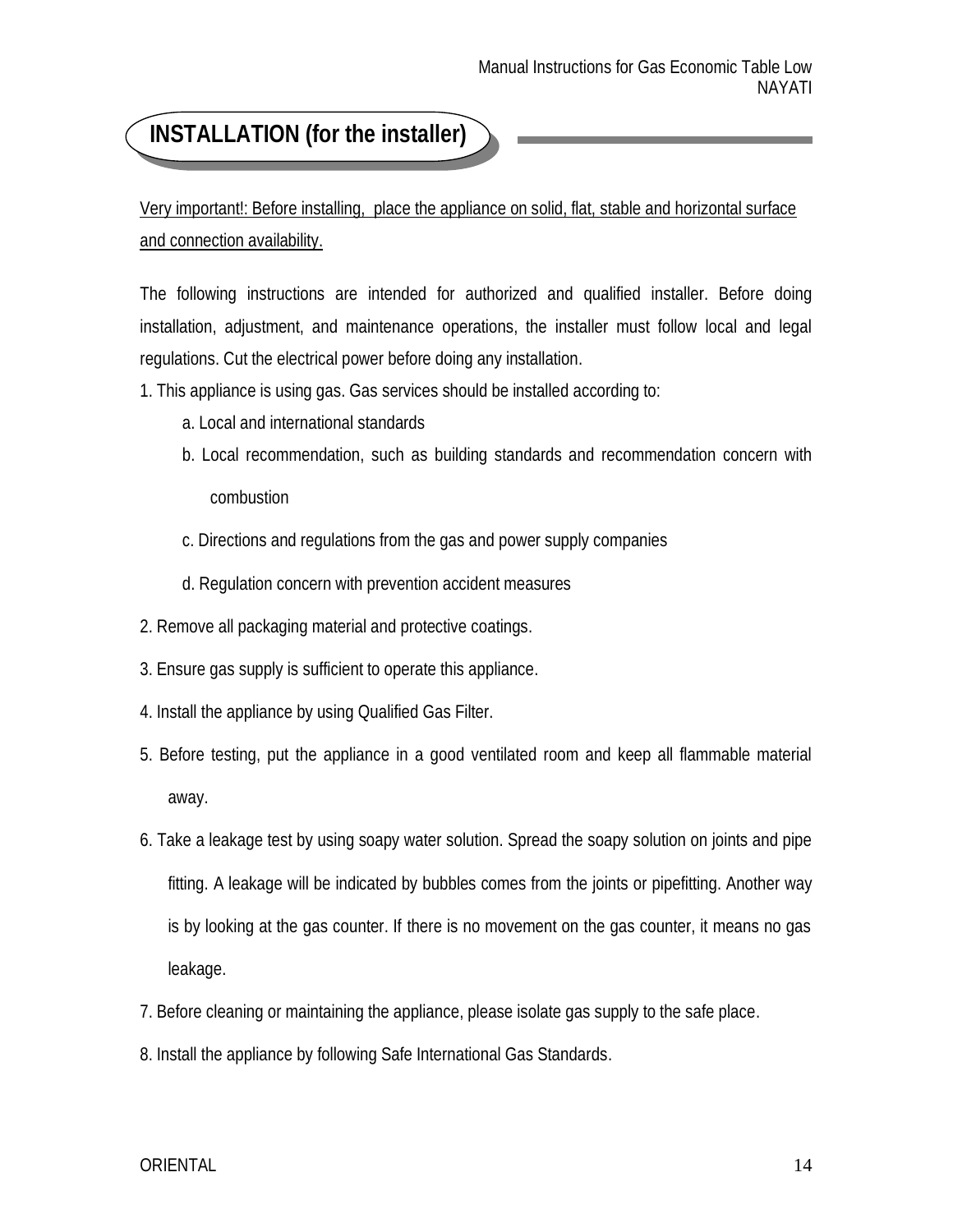## INSTALLATION (for the installer)

Very important!: Before installing, place the appliance on solid, flat, stable and horizontal surface and connection availability.

The following instructions are intended for authorized and qualified installer. Before doing installation, adjustment, and maintenance operations, the installer must follow local and legal regulations. Cut the electrical power before doing any installation.

1. This appliance is using gas. Gas services should be installed according to:
    a. Local and international standards
    b. Local recommendation, such as building standards and recommendation concern with combustion
    c. Directions and regulations from the gas and power supply companies
    d. Regulation concern with prevention accident measures
2. Remove all packaging material and protective coatings.
3. Ensure gas supply is sufficient to operate this appliance.
4. Install the appliance by using Qualified Gas Filter.
5. Before testing, put the appliance in a good ventilated room and keep all flammable material away.
6. Take a leakage test by using soapy water solution. Spread the soapy solution on joints and pipe fitting. A leakage will be indicated by bubbles comes from the joints or pipefitting. Another way is by looking at the gas counter. If there is no movement on the gas counter, it means no gas leakage.
7. Before cleaning or maintaining the appliance, please isolate gas supply to the safe place.
8. Install the appliance by following Safe International Gas Standards.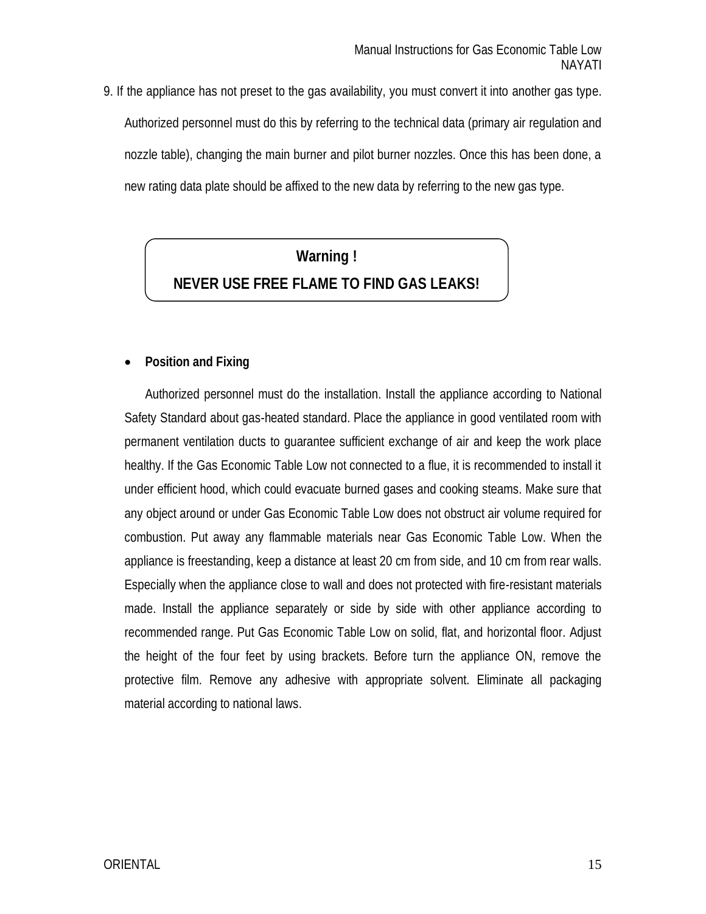9. If the appliance has not preset to the gas availability, you must convert it into another gas type. Authorized personnel must do this by referring to the technical data (primary air regulation and nozzle table), changing the main burner and pilot burner nozzles. Once this has been done, a new rating data plate should be affixed to the new data by referring to the new gas type.

> **Warning !**
>
> **NEVER USE FREE FLAME TO FIND GAS LEAKS!**

- **Position and Fixing**

  Authorized personnel must do the installation. Install the appliance according to National Safety Standard about gas-heated standard. Place the appliance in good ventilated room with permanent ventilation ducts to guarantee sufficient exchange of air and keep the work place healthy. If the Gas Economic Table Low not connected to a flue, it is recommended to install it under efficient hood, which could evacuate burned gases and cooking steams. Make sure that any object around or under Gas Economic Table Low does not obstruct air volume required for combustion. Put away any flammable materials near Gas Economic Table Low. When the appliance is freestanding, keep a distance at least 20 cm from side, and 10 cm from rear walls. Especially when the appliance close to wall and does not protected with fire-resistant materials made. Install the appliance separately or side by side with other appliance according to recommended range. Put Gas Economic Table Low on solid, flat, and horizontal floor. Adjust the height of the four feet by using brackets. Before turn the appliance ON, remove the protective film. Remove any adhesive with appropriate solvent. Eliminate all packaging material according to national laws.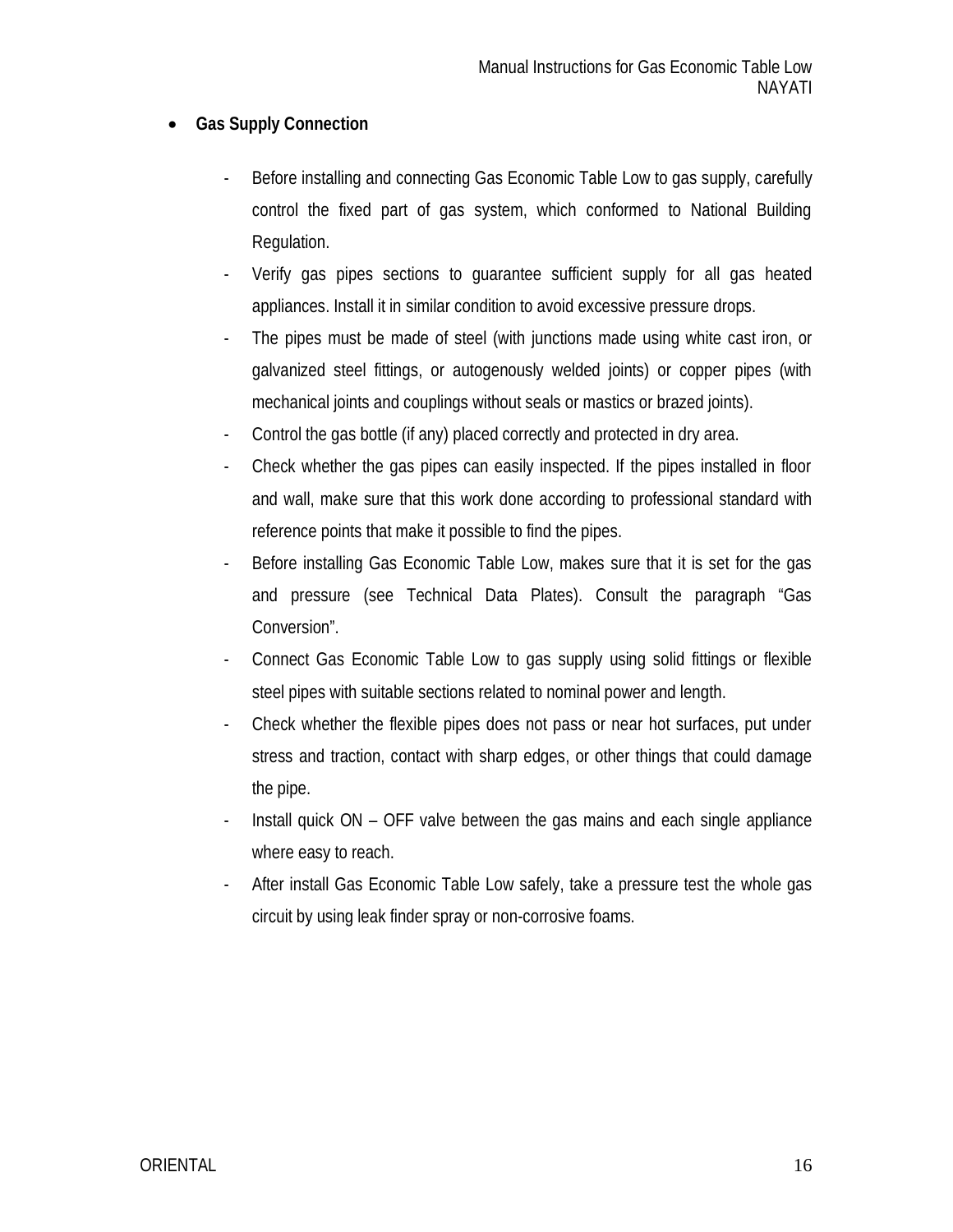- **Gas Supply Connection**

  - Before installing and connecting Gas Economic Table Low to gas supply, carefully control the fixed part of gas system, which conformed to National Building Regulation.
  - Verify gas pipes sections to guarantee sufficient supply for all gas heated appliances. Install it in similar condition to avoid excessive pressure drops.
  - The pipes must be made of steel (with junctions made using white cast iron, or galvanized steel fittings, or autogenously welded joints) or copper pipes (with mechanical joints and couplings without seals or mastics or brazed joints).
  - Control the gas bottle (if any) placed correctly and protected in dry area.
  - Check whether the gas pipes can easily inspected. If the pipes installed in floor and wall, make sure that this work done according to professional standard with reference points that make it possible to find the pipes.
  - Before installing Gas Economic Table Low, makes sure that it is set for the gas and pressure (see Technical Data Plates). Consult the paragraph "Gas Conversion".
  - Connect Gas Economic Table Low to gas supply using solid fittings or flexible steel pipes with suitable sections related to nominal power and length.
  - Check whether the flexible pipes does not pass or near hot surfaces, put under stress and traction, contact with sharp edges, or other things that could damage the pipe.
  - Install quick ON – OFF valve between the gas mains and each single appliance where easy to reach.
  - After install Gas Economic Table Low safely, take a pressure test the whole gas circuit by using leak finder spray or non-corrosive foams.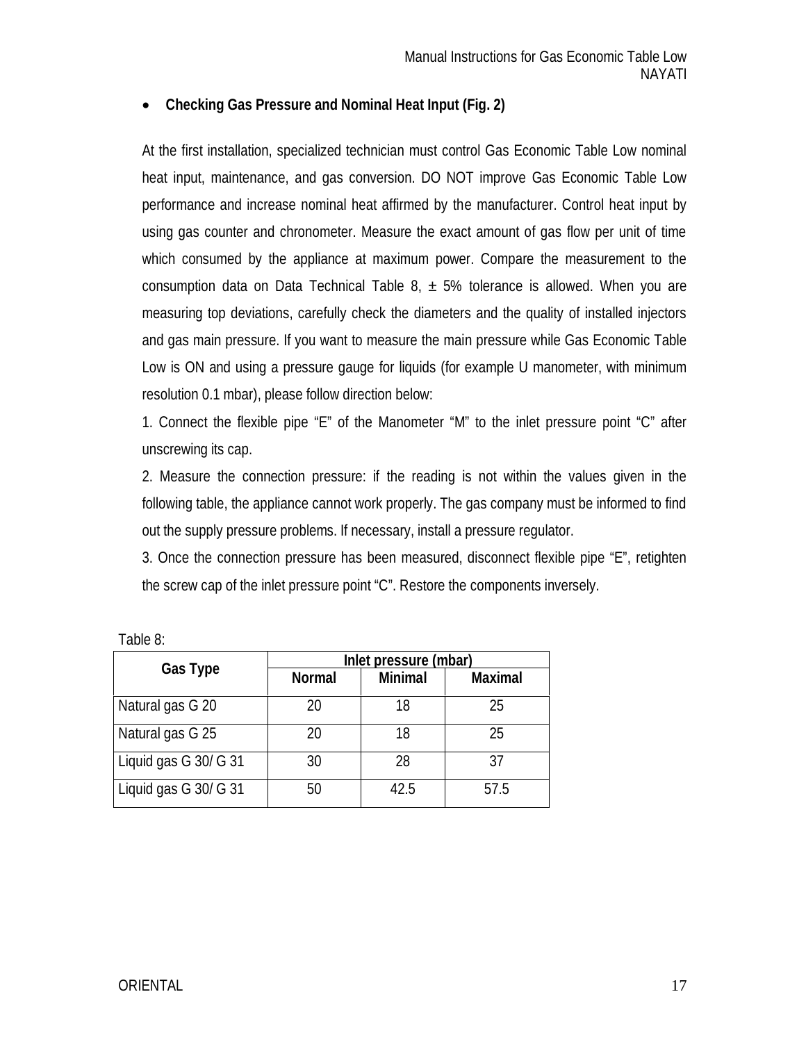- **Checking Gas Pressure and Nominal Heat Input (Fig. 2)**

At the first installation, specialized technician must control Gas Economic Table Low nominal heat input, maintenance, and gas conversion. DO NOT improve Gas Economic Table Low performance and increase nominal heat affirmed by the manufacturer. Control heat input by using gas counter and chronometer. Measure the exact amount of gas flow per unit of time which consumed by the appliance at maximum power. Compare the measurement to the consumption data on Data Technical Table 8, ± 5% tolerance is allowed. When you are measuring top deviations, carefully check the diameters and the quality of installed injectors and gas main pressure. If you want to measure the main pressure while Gas Economic Table Low is ON and using a pressure gauge for liquids (for example U manometer, with minimum resolution 0.1 mbar), please follow direction below:

1. Connect the flexible pipe "E" of the Manometer "M" to the inlet pressure point "C" after unscrewing its cap.

2. Measure the connection pressure: if the reading is not within the values given in the following table, the appliance cannot work properly. The gas company must be informed to find out the supply pressure problems. If necessary, install a pressure regulator.

3. Once the connection pressure has been measured, disconnect flexible pipe "E", retighten the screw cap of the inlet pressure point "C". Restore the components inversely.

Table 8:

| Gas Type | Inlet pressure (mbar) | | |
|---|---|---|---|
| | Normal | Minimal | Maximal |
| Natural gas G 20 | 20 | 18 | 25 |
| Natural gas G 25 | 20 | 18 | 25 |
| Liquid gas G 30/ G 31 | 30 | 28 | 37 |
| Liquid gas G 30/ G 31 | 50 | 42.5 | 57.5 |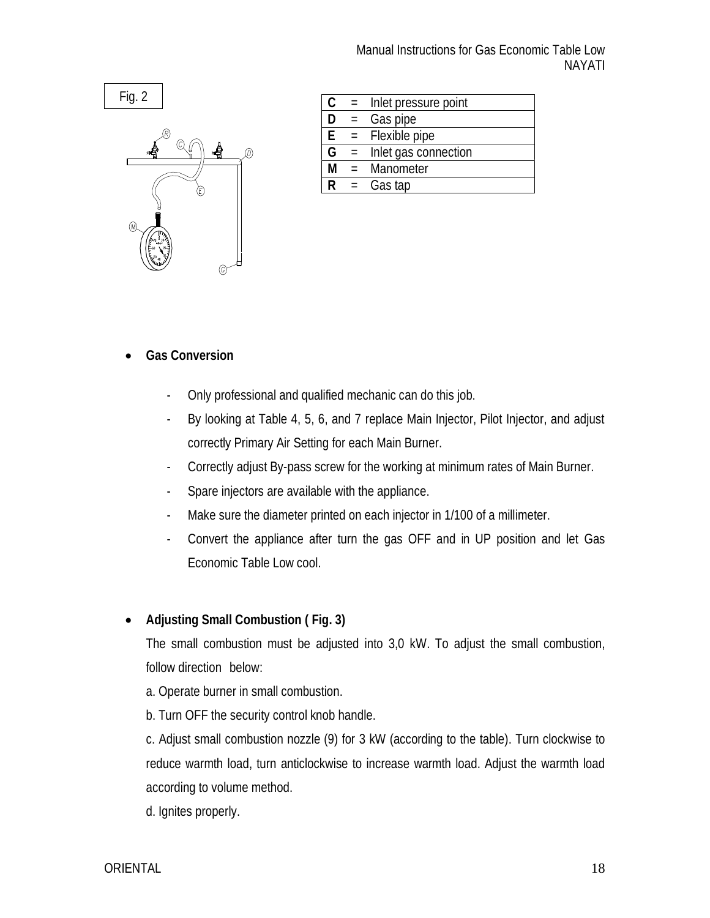Fig. 2

| | | |
|---|---|---|
| **C** | = | Inlet pressure point |
| **D** | = | Gas pipe |
| **E** | = | Flexible pipe |
| **G** | = | Inlet gas connection |
| **M** | = | Manometer |
| **R** | = | Gas tap |

- **Gas Conversion**
  - Only professional and qualified mechanic can do this job.
  - By looking at Table 4, 5, 6, and 7 replace Main Injector, Pilot Injector, and adjust correctly Primary Air Setting for each Main Burner.
  - Correctly adjust By-pass screw for the working at minimum rates of Main Burner.
  - Spare injectors are available with the appliance.
  - Make sure the diameter printed on each injector in 1/100 of a millimeter.
  - Convert the appliance after turn the gas OFF and in UP position and let Gas Economic Table Low cool.

- **Adjusting Small Combustion ( Fig. 3)**

  The small combustion must be adjusted into 3,0 kW. To adjust the small combustion, follow direction below:

  a. Operate burner in small combustion.

  b. Turn OFF the security control knob handle.

  c. Adjust small combustion nozzle (9) for 3 kW (according to the table). Turn clockwise to reduce warmth load, turn anticlockwise to increase warmth load. Adjust the warmth load according to volume method.

  d. Ignites properly.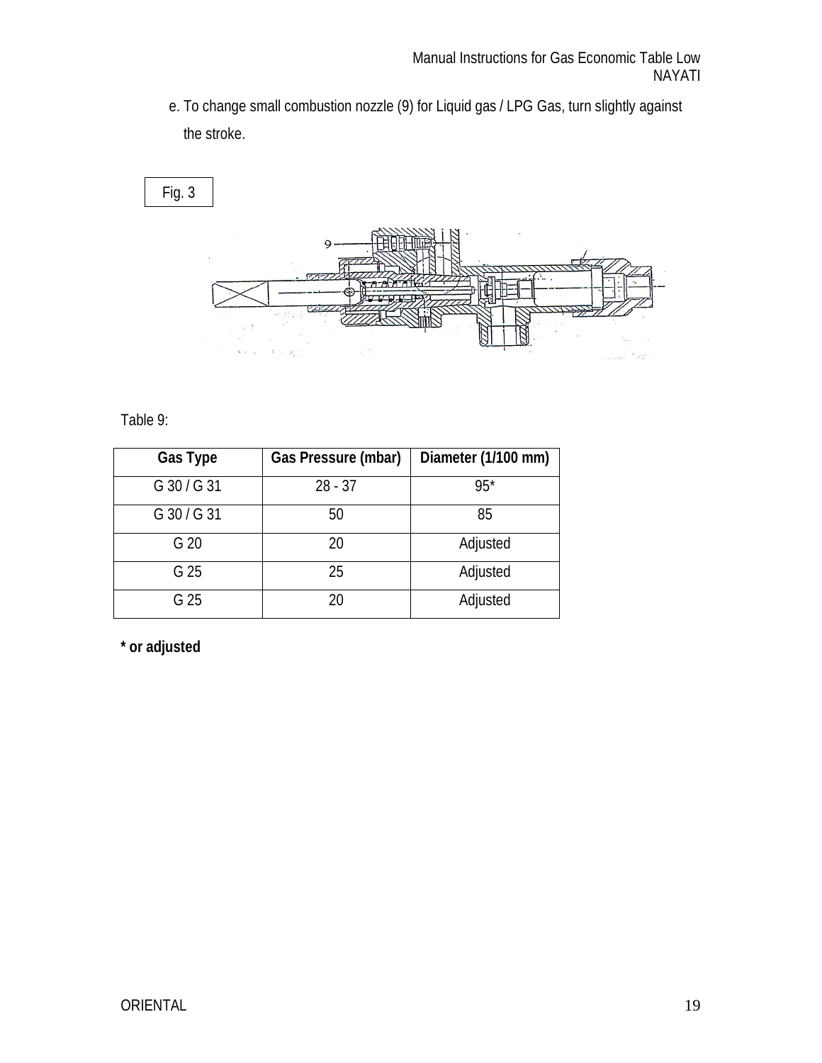e. To change small combustion nozzle (9) for Liquid gas / LPG Gas, turn slightly against the stroke.

Fig. 3

Table 9:

| Gas Type | Gas Pressure (mbar) | Diameter (1/100 mm) |
|---|---|---|
| G 30 / G 31 | 28 - 37 | 95* |
| G 30 / G 31 | 50 | 85 |
| G 20 | 20 | Adjusted |
| G 25 | 25 | Adjusted |
| G 25 | 20 | Adjusted |

**\* or adjusted**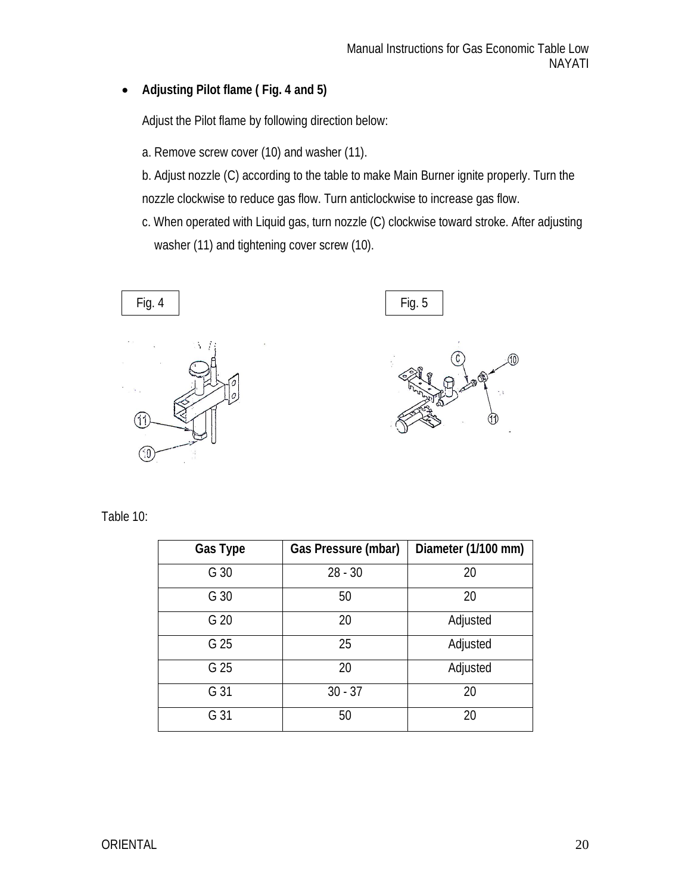- **Adjusting Pilot flame ( Fig. 4 and 5)**

  Adjust the Pilot flame by following direction below:

  a. Remove screw cover (10) and washer (11).

  b. Adjust nozzle (C) according to the table to make Main Burner ignite properly. Turn the nozzle clockwise to reduce gas flow. Turn anticlockwise to increase gas flow.

  c. When operated with Liquid gas, turn nozzle (C) clockwise toward stroke. After adjusting washer (11) and tightening cover screw (10).

Fig. 4

Fig. 5

Table 10:

| Gas Type | Gas Pressure (mbar) | Diameter (1/100 mm) |
|---|---|---|
| G 30 | 28 - 30 | 20 |
| G 30 | 50 | 20 |
| G 20 | 20 | Adjusted |
| G 25 | 25 | Adjusted |
| G 25 | 20 | Adjusted |
| G 31 | 30 - 37 | 20 |
| G 31 | 50 | 20 |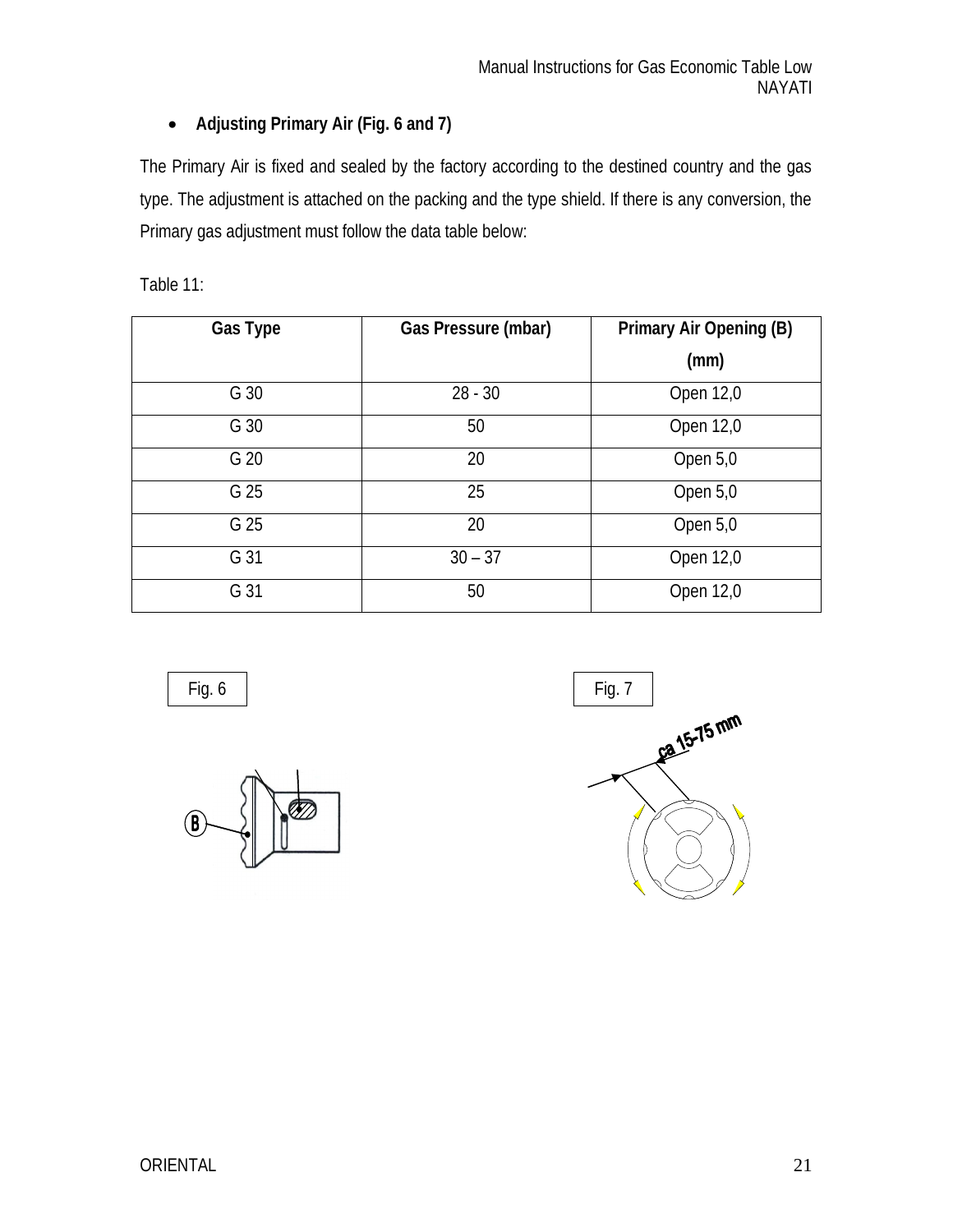- **Adjusting Primary Air (Fig. 6 and 7)**

The Primary Air is fixed and sealed by the factory according to the destined country and the gas type. The adjustment is attached on the packing and the type shield. If there is any conversion, the Primary gas adjustment must follow the data table below:

Table 11:

| Gas Type | Gas Pressure (mbar) | Primary Air Opening (B) (mm) |
|---|---|---|
| G 30 | 28 - 30 | Open 12,0 |
| G 30 | 50 | Open 12,0 |
| G 20 | 20 | Open 5,0 |
| G 25 | 25 | Open 5,0 |
| G 25 | 20 | Open 5,0 |
| G 31 | 30 – 37 | Open 12,0 |
| G 31 | 50 | Open 12,0 |

Fig. 6

B

Fig. 7

ca 15-75 mm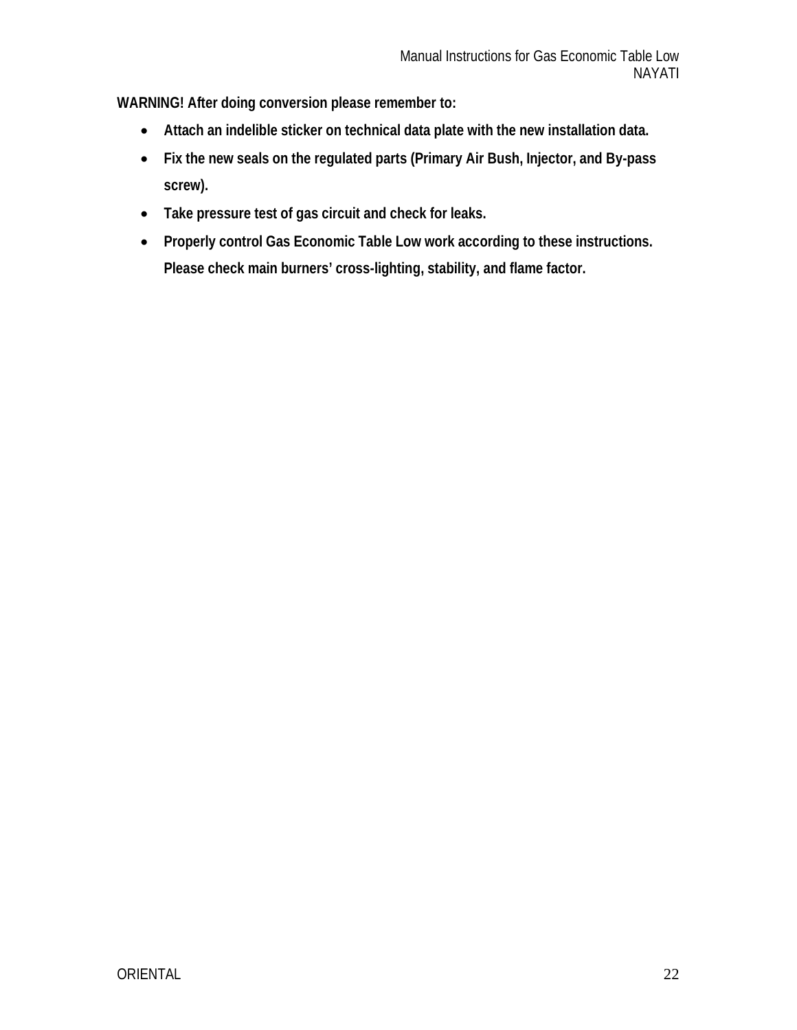**WARNING! After doing conversion please remember to:**

- **Attach an indelible sticker on technical data plate with the new installation data.**
- **Fix the new seals on the regulated parts (Primary Air Bush, Injector, and By-pass screw).**
- **Take pressure test of gas circuit and check for leaks.**
- **Properly control Gas Economic Table Low work according to these instructions. Please check main burners' cross-lighting, stability, and flame factor.**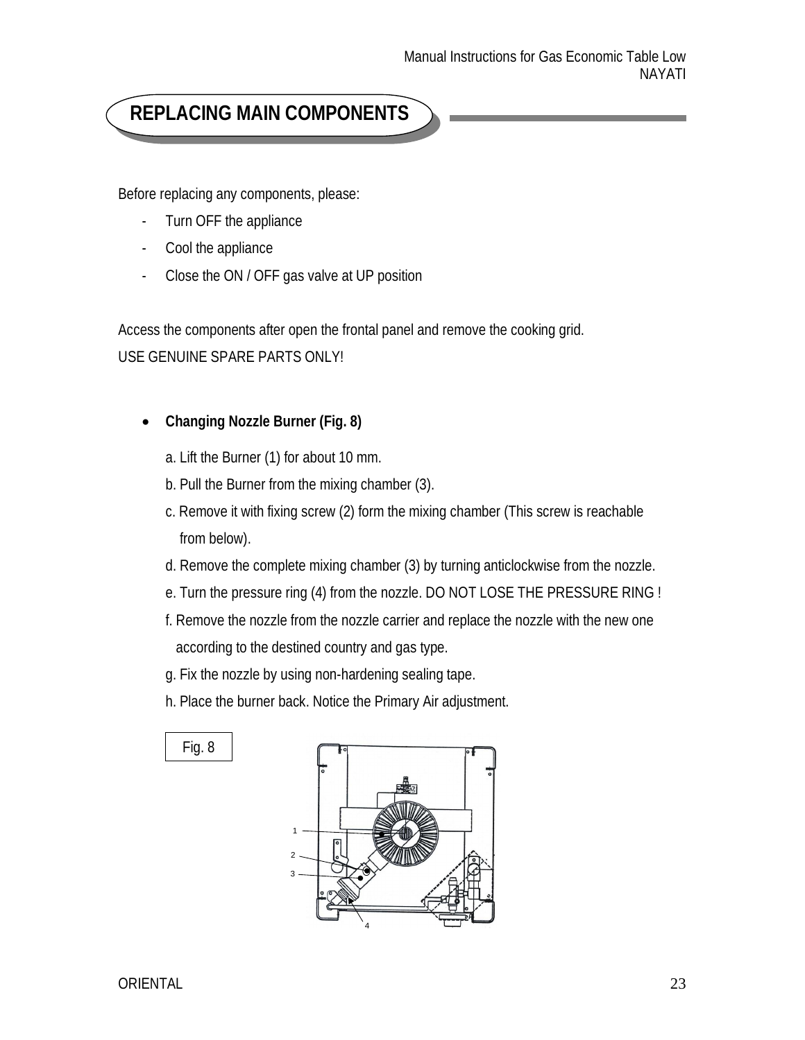## REPLACING MAIN COMPONENTS

Before replacing any components, please:

- Turn OFF the appliance
- Cool the appliance
- Close the ON / OFF gas valve at UP position

Access the components after open the frontal panel and remove the cooking grid.
USE GENUINE SPARE PARTS ONLY!

- **Changing Nozzle Burner (Fig. 8)**

  a. Lift the Burner (1) for about 10 mm.

  b. Pull the Burner from the mixing chamber (3).

  c. Remove it with fixing screw (2) form the mixing chamber (This screw is reachable from below).

  d. Remove the complete mixing chamber (3) by turning anticlockwise from the nozzle.

  e. Turn the pressure ring (4) from the nozzle. DO NOT LOSE THE PRESSURE RING !

  f. Remove the nozzle from the nozzle carrier and replace the nozzle with the new one according to the destined country and gas type.

  g. Fix the nozzle by using non-hardening sealing tape.

  h. Place the burner back. Notice the Primary Air adjustment.

Fig. 8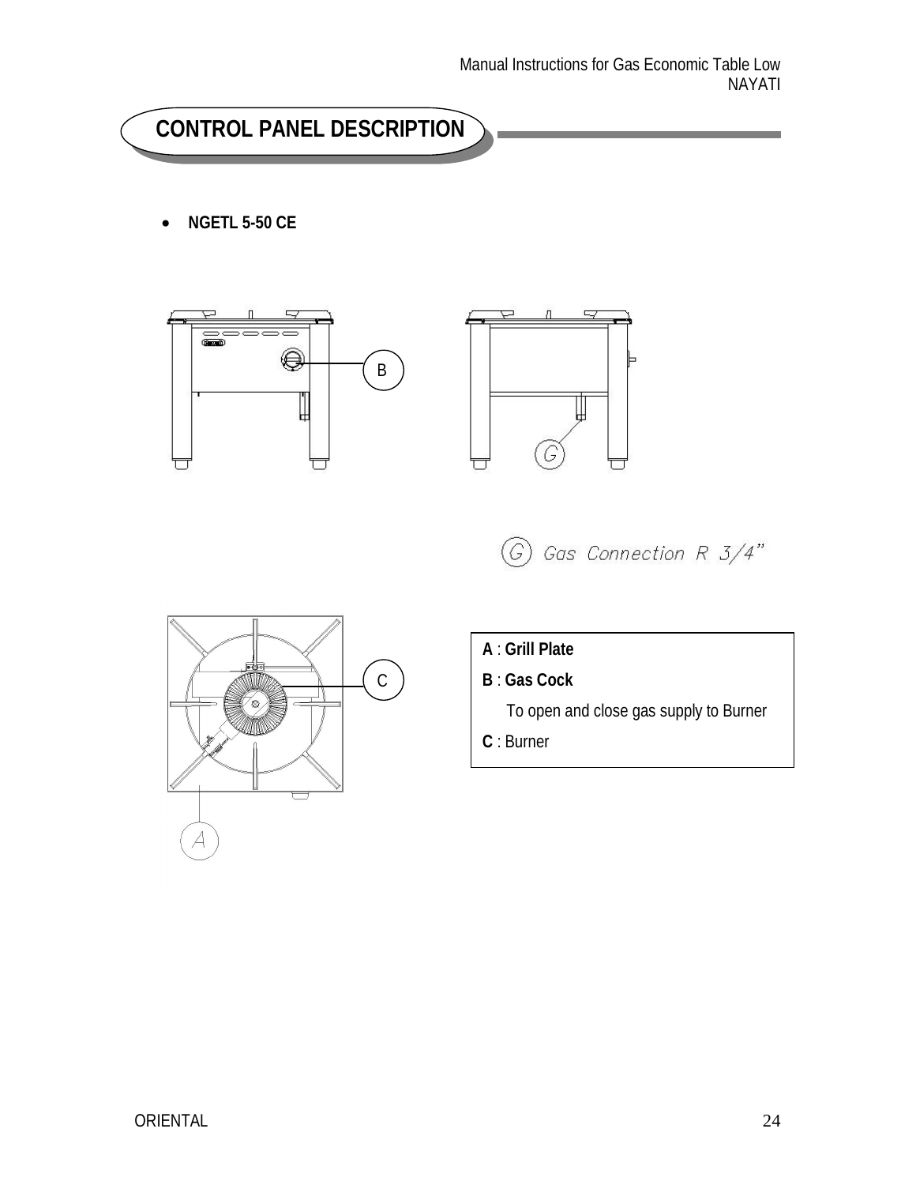## CONTROL PANEL DESCRIPTION

- **NGETL 5-50 CE**

B

G

G Gas Connection R 3/4"

C

A

**A** : **Grill Plate**

**B** : **Gas Cock**

To open and close gas supply to Burner

**C** : Burner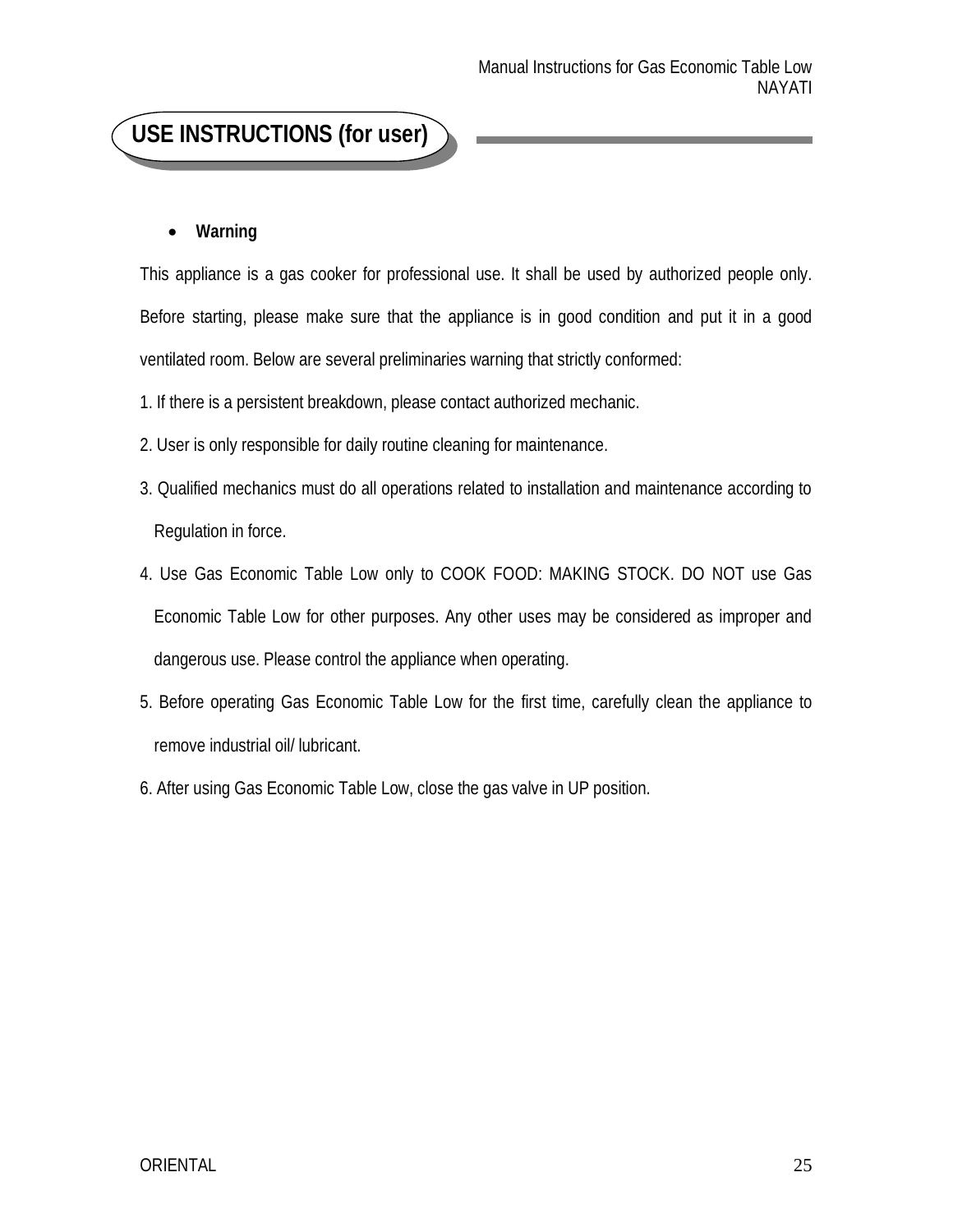# USE INSTRUCTIONS (for user)

- **Warning**

This appliance is a gas cooker for professional use. It shall be used by authorized people only. Before starting, please make sure that the appliance is in good condition and put it in a good ventilated room. Below are several preliminaries warning that strictly conformed:

1. If there is a persistent breakdown, please contact authorized mechanic.
2. User is only responsible for daily routine cleaning for maintenance.
3. Qualified mechanics must do all operations related to installation and maintenance according to Regulation in force.
4. Use Gas Economic Table Low only to COOK FOOD: MAKING STOCK. DO NOT use Gas Economic Table Low for other purposes. Any other uses may be considered as improper and dangerous use. Please control the appliance when operating.
5. Before operating Gas Economic Table Low for the first time, carefully clean the appliance to remove industrial oil/ lubricant.
6. After using Gas Economic Table Low, close the gas valve in UP position.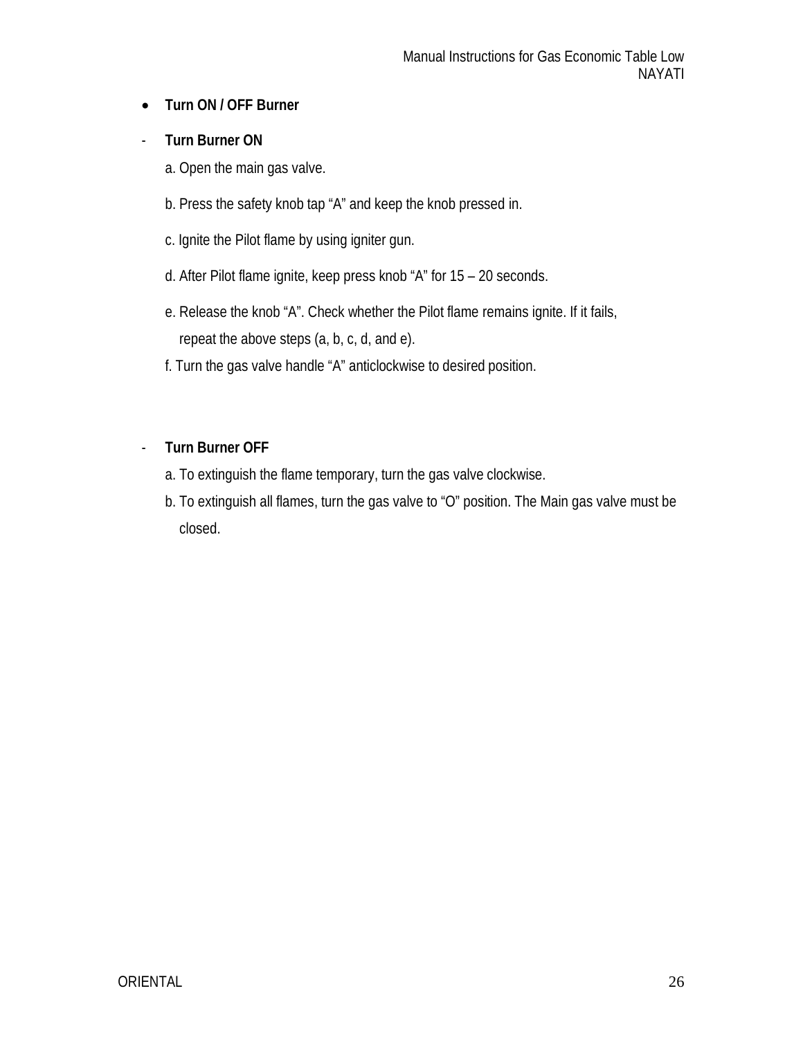- **Turn ON / OFF Burner**

- **Turn Burner ON**

  a. Open the main gas valve.

  b. Press the safety knob tap "A" and keep the knob pressed in.

  c. Ignite the Pilot flame by using igniter gun.

  d. After Pilot flame ignite, keep press knob "A" for 15 – 20 seconds.

  e. Release the knob "A". Check whether the Pilot flame remains ignite. If it fails, repeat the above steps (a, b, c, d, and e).

  f. Turn the gas valve handle "A" anticlockwise to desired position.

- **Turn Burner OFF**

  a. To extinguish the flame temporary, turn the gas valve clockwise.

  b. To extinguish all flames, turn the gas valve to "O" position. The Main gas valve must be closed.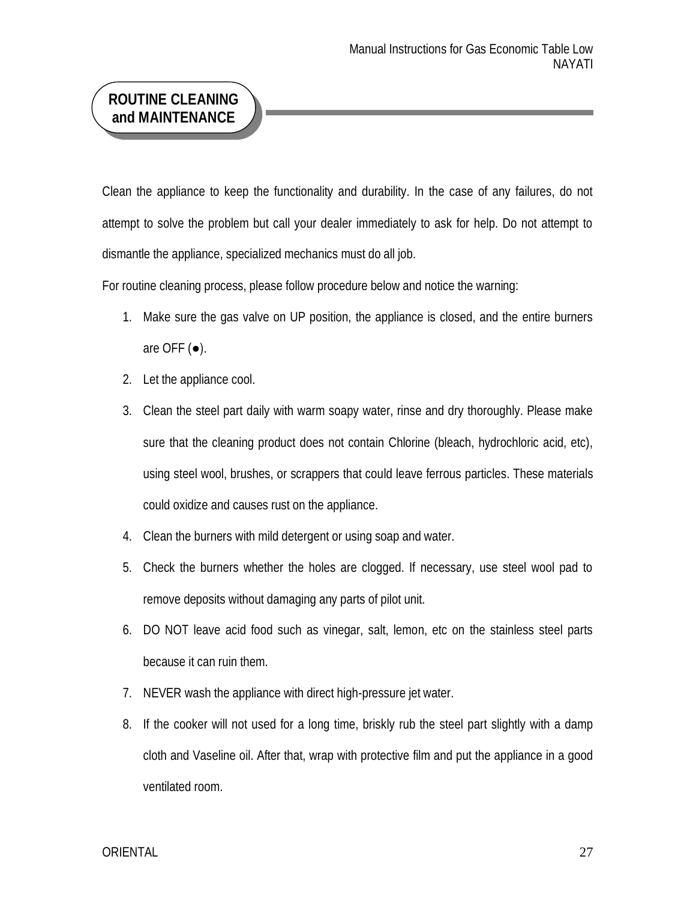## ROUTINE CLEANING and MAINTENANCE

Clean the appliance to keep the functionality and durability. In the case of any failures, do not attempt to solve the problem but call your dealer immediately to ask for help. Do not attempt to dismantle the appliance, specialized mechanics must do all job.

For routine cleaning process, please follow procedure below and notice the warning:

1. Make sure the gas valve on UP position, the appliance is closed, and the entire burners are OFF (●).
2. Let the appliance cool.
3. Clean the steel part daily with warm soapy water, rinse and dry thoroughly. Please make sure that the cleaning product does not contain Chlorine (bleach, hydrochloric acid, etc), using steel wool, brushes, or scrappers that could leave ferrous particles. These materials could oxidize and causes rust on the appliance.
4. Clean the burners with mild detergent or using soap and water.
5. Check the burners whether the holes are clogged. If necessary, use steel wool pad to remove deposits without damaging any parts of pilot unit.
6. DO NOT leave acid food such as vinegar, salt, lemon, etc on the stainless steel parts because it can ruin them.
7. NEVER wash the appliance with direct high-pressure jet water.
8. If the cooker will not used for a long time, briskly rub the steel part slightly with a damp cloth and Vaseline oil. After that, wrap with protective film and put the appliance in a good ventilated room.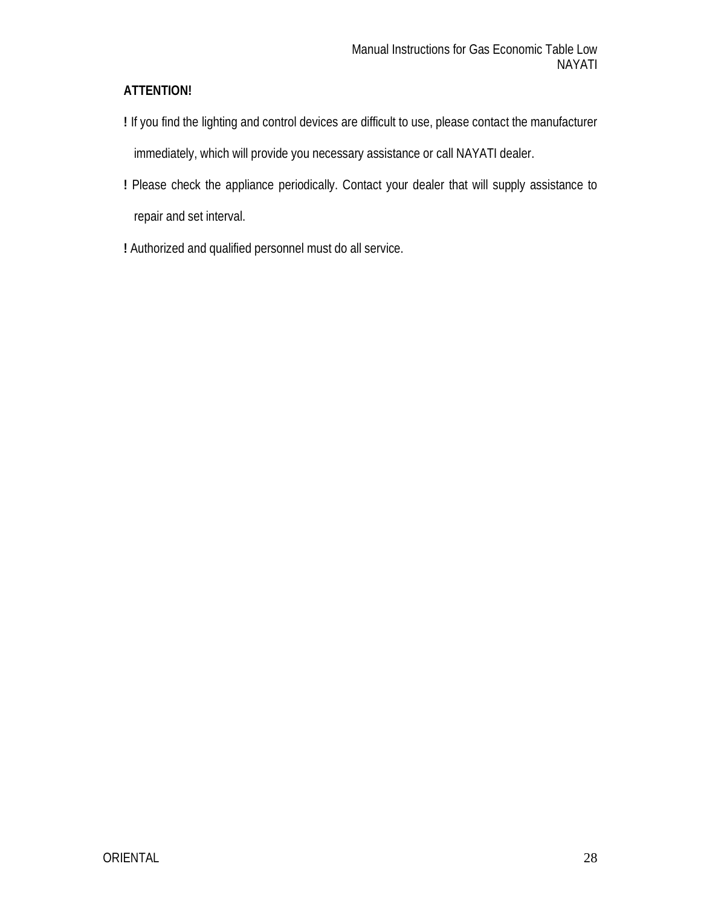**ATTENTION!**

**!** If you find the lighting and control devices are difficult to use, please contact the manufacturer immediately, which will provide you necessary assistance or call NAYATI dealer.

**!** Please check the appliance periodically. Contact your dealer that will supply assistance to repair and set interval.

**!** Authorized and qualified personnel must do all service.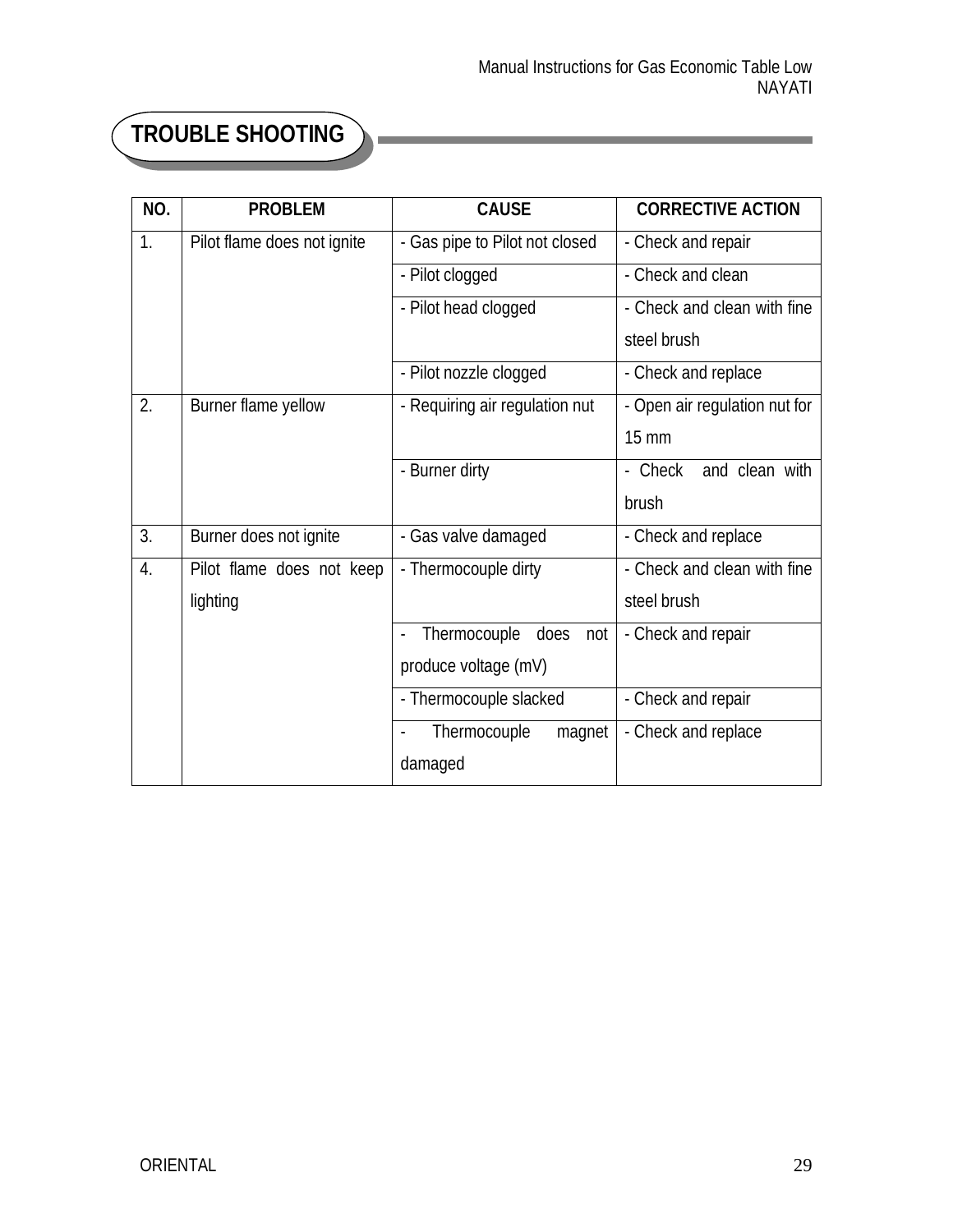# TROUBLE SHOOTING

| NO. | PROBLEM | CAUSE | CORRECTIVE ACTION |
|---|---|---|---|
| 1. | Pilot flame does not ignite | - Gas pipe to Pilot not closed | - Check and repair |
| | | - Pilot clogged | - Check and clean |
| | | - Pilot head clogged | - Check and clean with fine steel brush |
| | | - Pilot nozzle clogged | - Check and replace |
| 2. | Burner flame yellow | - Requiring air regulation nut | - Open air regulation nut for 15 mm |
| | | - Burner dirty | - Check and clean with brush |
| 3. | Burner does not ignite | - Gas valve damaged | - Check and replace |
| 4. | Pilot flame does not keep lighting | - Thermocouple dirty | - Check and clean with fine steel brush |
| | | - Thermocouple does not produce voltage (mV) | - Check and repair |
| | | - Thermocouple slacked | - Check and repair |
| | | - Thermocouple magnet damaged | - Check and replace |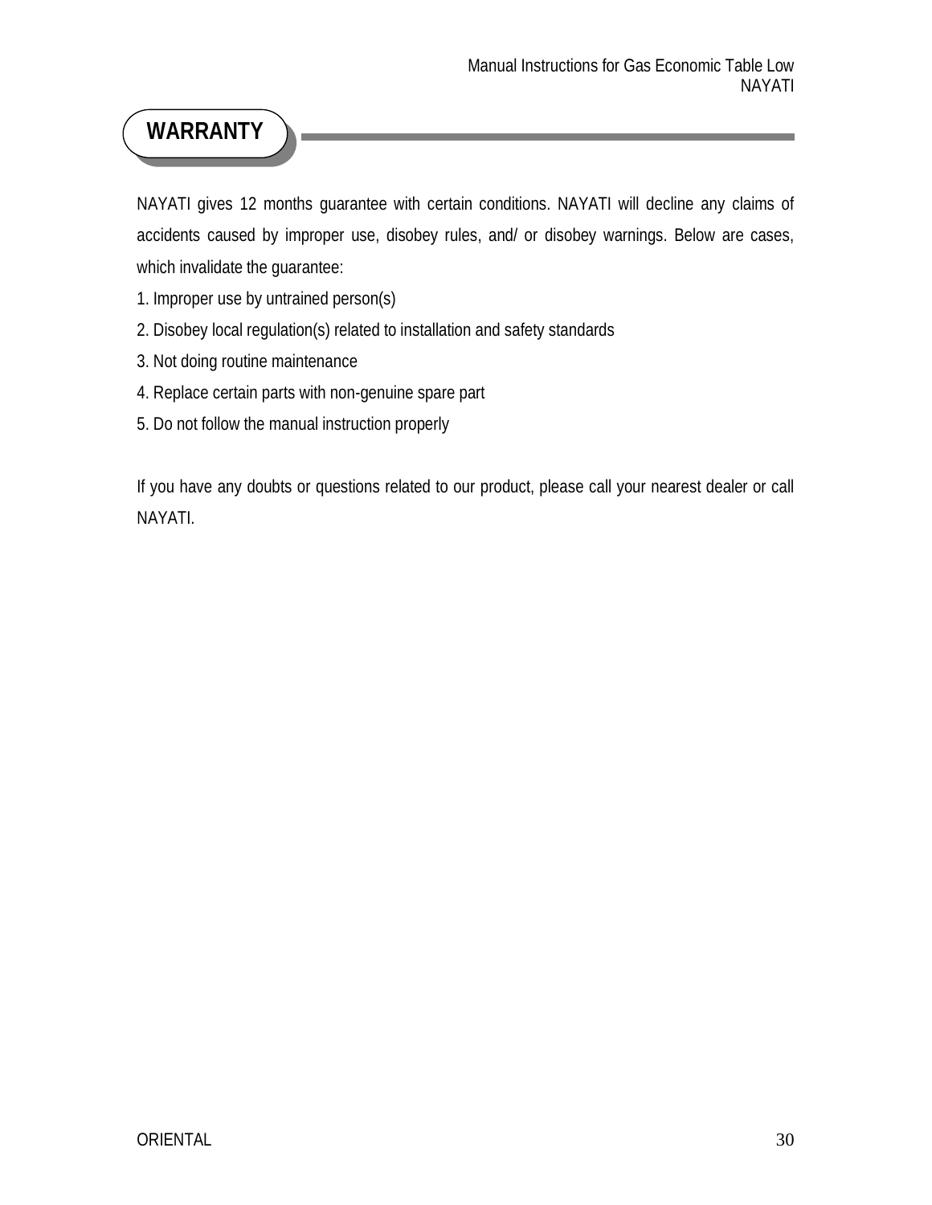# WARRANTY

NAYATI gives 12 months guarantee with certain conditions. NAYATI will decline any claims of accidents caused by improper use, disobey rules, and/ or disobey warnings. Below are cases, which invalidate the guarantee:

1. Improper use by untrained person(s)
2. Disobey local regulation(s) related to installation and safety standards
3. Not doing routine maintenance
4. Replace certain parts with non-genuine spare part
5. Do not follow the manual instruction properly

If you have any doubts or questions related to our product, please call your nearest dealer or call NAYATI.